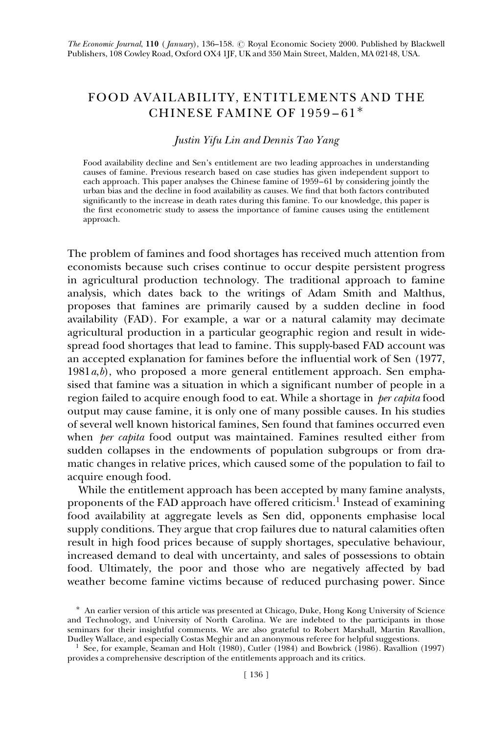# FOOD AVAILABILITY, ENTITLEMENTS AND THE CHINESE FAMINE OF 1959–61*

*Justin Yifu Lin and Dennis Tao Yang*

Food availability decline and Sen's entitlement are two leading approaches in understanding causes of famine. Previous research based on case studies has given independent support to each approach. This paper analyses the Chinese famine of 1959–61 by considering jointly the urban bias and the decline in food availability as causes. We find that both factors contributed significantly to the increase in death rates during this famine. To our knowledge, this paper is the first econometric study to assess the importance of famine causes using the entitlement approach.

The problem of famines and food shortages has received much attention from economists because such crises continue to occur despite persistent progress in agricultural production technology. The traditional approach to famine analysis, which dates back to the writings of Adam Smith and Malthus, proposes that famines are primarily caused by a sudden decline in food availability (FAD). For example, a war or a natural calamity may decimate agricultural production in a particular geographic region and result in widespread food shortages that lead to famine. This supply-based FAD account was an accepted explanation for famines before the influential work of Sen (1977, 1981*a,b*), who proposed a more general entitlement approach. Sen emphasised that famine was a situation in which a significant number of people in a region failed to acquire enough food to eat. While a shortage in *per capita* food output may cause famine, it is only one of many possible causes. In his studies of several well known historical famines, Sen found that famines occurred even when *per capita* food output was maintained. Famines resulted either from sudden collapses in the endowments of population subgroups or from dramatic changes in relative prices, which caused some of the population to fail to acquire enough food.

While the entitlement approach has been accepted by many famine analysts, proponents of the FAD approach have offered criticism.[1] Instead of examining food availability at aggregate levels as Sen did, opponents emphasise local supply conditions. They argue that crop failures due to natural calamities often result in high food prices because of supply shortages, speculative behaviour, increased demand to deal with uncertainty, and sales of possessions to obtain food. Ultimately, the poor and those who are negatively affected by bad weather become famine victims because of reduced purchasing power. Since

\* An earlier version of this article was presented at Chicago, Duke, Hong Kong University of Science and Technology, and University of North Carolina. We are indebted to the participants in those seminars for their insightful comments. We are also grateful to Robert Marshall, Martin Ravallion, Dudley Wallace, and especially Costas Meghir and an anonymous referee for helpful suggestions.

[1] See, for example, Seaman and Holt (1980), Cutler (1984) and Bowbrick (1986). Ravallion (1997) provides a comprehensive description of the entitlements approach and its critics.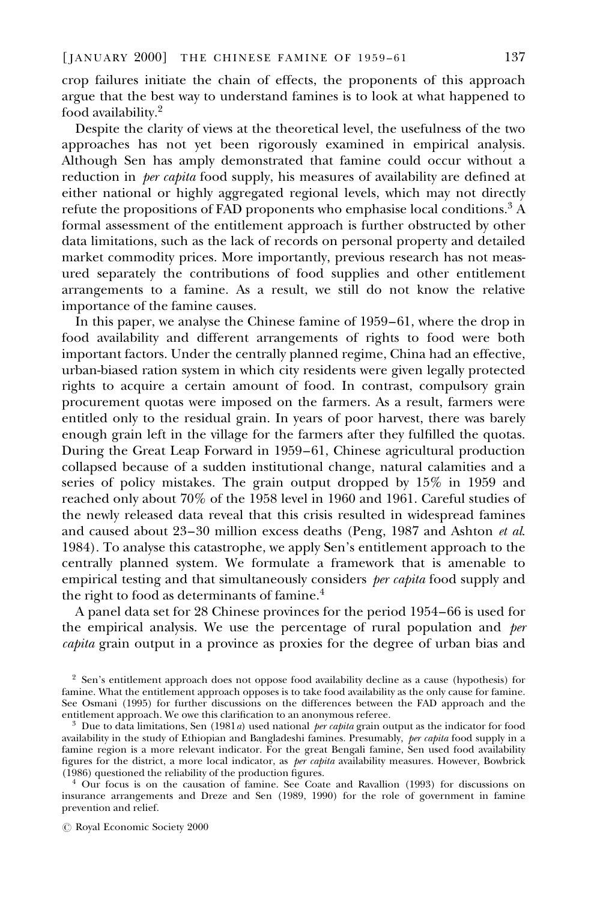crop failures initiate the chain of effects, the proponents of this approach argue that the best way to understand famines is to look at what happened to food availability.[2]

Despite the clarity of views at the theoretical level, the usefulness of the two approaches has not yet been rigorously examined in empirical analysis. Although Sen has amply demonstrated that famine could occur without a reduction in *per capita* food supply, his measures of availability are defined at either national or highly aggregated regional levels, which may not directly refute the propositions of FAD proponents who emphasise local conditions.[3] A formal assessment of the entitlement approach is further obstructed by other data limitations, such as the lack of records on personal property and detailed market commodity prices. More importantly, previous research has not measured separately the contributions of food supplies and other entitlement arrangements to a famine. As a result, we still do not know the relative importance of the famine causes.

In this paper, we analyse the Chinese famine of 1959–61, where the drop in food availability and different arrangements of rights to food were both important factors. Under the centrally planned regime, China had an effective, urban-biased ration system in which city residents were given legally protected rights to acquire a certain amount of food. In contrast, compulsory grain procurement quotas were imposed on the farmers. As a result, farmers were entitled only to the residual grain. In years of poor harvest, there was barely enough grain left in the village for the farmers after they fulfilled the quotas. During the Great Leap Forward in 1959–61, Chinese agricultural production collapsed because of a sudden institutional change, natural calamities and a series of policy mistakes. The grain output dropped by 15% in 1959 and reached only about 70% of the 1958 level in 1960 and 1961. Careful studies of the newly released data reveal that this crisis resulted in widespread famines and caused about 23–30 million excess deaths (Peng, 1987 and Ashton *et al.* 1984). To analyse this catastrophe, we apply Sen's entitlement approach to the centrally planned system. We formulate a framework that is amenable to empirical testing and that simultaneously considers *per capita* food supply and the right to food as determinants of famine.[4]

A panel data set for 28 Chinese provinces for the period 1954–66 is used for the empirical analysis. We use the percentage of rural population and *per capita* grain output in a province as proxies for the degree of urban bias and

[2] Sen's entitlement approach does not oppose food availability decline as a cause (hypothesis) for famine. What the entitlement approach opposes is to take food availability as the only cause for famine. See Osmani (1995) for further discussions on the differences between the FAD approach and the entitlement approach. We owe this clarification to an anonymous referee.

[3] Due to data limitations, Sen (1981*a*) used national *per capita* grain output as the indicator for food availability in the study of Ethiopian and Bangladeshi famines. Presumably, *per capita* food supply in a famine region is a more relevant indicator. For the great Bengali famine, Sen used food availability figures for the district, a more local indicator, as *per capita* availability measures. However, Bowbrick (1986) questioned the reliability of the production figures.

[4] Our focus is on the causation of famine. See Coate and Ravallion (1993) for discussions on insurance arrangements and Dreze and Sen (1989, 1990) for the role of government in famine prevention and relief.

© Royal Economic Society 2000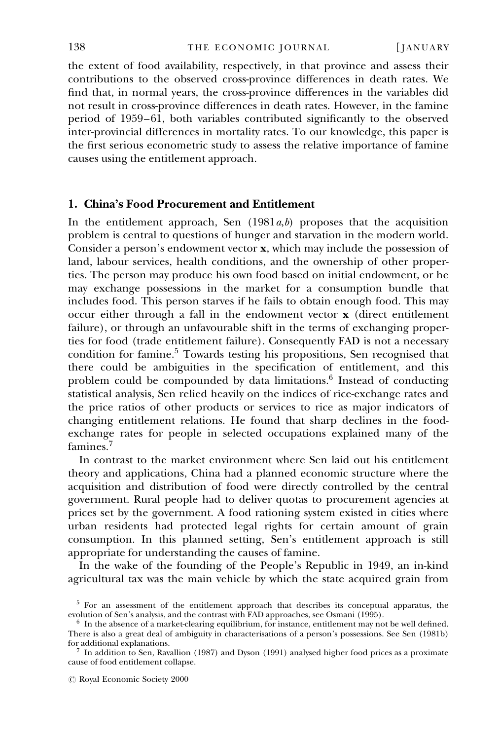the extent of food availability, respectively, in that province and assess their contributions to the observed cross-province differences in death rates. We find that, in normal years, the cross-province differences in the variables did not result in cross-province differences in death rates. However, in the famine period of 1959–61, both variables contributed significantly to the observed inter-provincial differences in mortality rates. To our knowledge, this paper is the first serious econometric study to assess the relative importance of famine causes using the entitlement approach.

## 1. China's Food Procurement and Entitlement

In the entitlement approach, Sen (1981*a*,*b*) proposes that the acquisition problem is central to questions of hunger and starvation in the modern world. Consider a person's endowment vector $\mathbf{x}$, which may include the possession of land, labour services, health conditions, and the ownership of other properties. The person may produce his own food based on initial endowment, or he may exchange possessions in the market for a consumption bundle that includes food. This person starves if he fails to obtain enough food. This may occur either through a fall in the endowment vector $\mathbf{x}$ (direct entitlement failure), or through an unfavourable shift in the terms of exchanging properties for food (trade entitlement failure). Consequently FAD is not a necessary condition for famine.[5] Towards testing his propositions, Sen recognised that there could be ambiguities in the specification of entitlement, and this problem could be compounded by data limitations.[6] Instead of conducting statistical analysis, Sen relied heavily on the indices of rice-exchange rates and the price ratios of other products or services to rice as major indicators of changing entitlement relations. He found that sharp declines in the food-exchange rates for people in selected occupations explained many of the famines.[7]

In contrast to the market environment where Sen laid out his entitlement theory and applications, China had a planned economic structure where the acquisition and distribution of food were directly controlled by the central government. Rural people had to deliver quotas to procurement agencies at prices set by the government. A food rationing system existed in cities where urban residents had protected legal rights for certain amount of grain consumption. In this planned setting, Sen's entitlement approach is still appropriate for understanding the causes of famine.

In the wake of the founding of the People's Republic in 1949, an in-kind agricultural tax was the main vehicle by which the state acquired grain from

[5] For an assessment of the entitlement approach that describes its conceptual apparatus, the evolution of Sen's analysis, and the contrast with FAD approaches, see Osmani (1995).

[6] In the absence of a market-clearing equilibrium, for instance, entitlement may not be well defined. There is also a great deal of ambiguity in characterisations of a person's possessions. See Sen (1981b) for additional explanations.

[7] In addition to Sen, Ravallion (1987) and Dyson (1991) analysed higher food prices as a proximate cause of food entitlement collapse.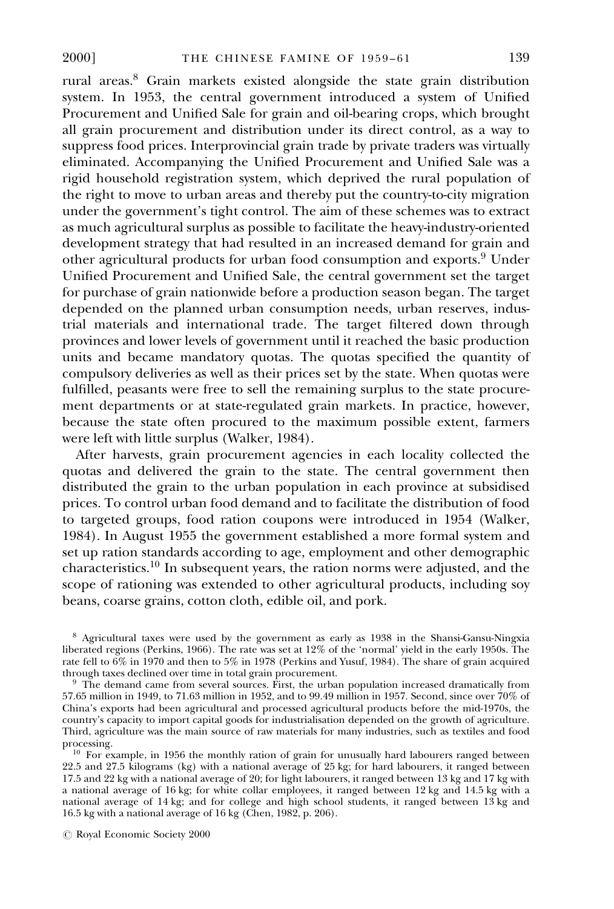rural areas.[8] Grain markets existed alongside the state grain distribution system. In 1953, the central government introduced a system of Unified Procurement and Unified Sale for grain and oil-bearing crops, which brought all grain procurement and distribution under its direct control, as a way to suppress food prices. Interprovincial grain trade by private traders was virtually eliminated. Accompanying the Unified Procurement and Unified Sale was a rigid household registration system, which deprived the rural population of the right to move to urban areas and thereby put the country-to-city migration under the government's tight control. The aim of these schemes was to extract as much agricultural surplus as possible to facilitate the heavy-industry-oriented development strategy that had resulted in an increased demand for grain and other agricultural products for urban food consumption and exports.[9] Under Unified Procurement and Unified Sale, the central government set the target for purchase of grain nationwide before a production season began. The target depended on the planned urban consumption needs, urban reserves, industrial materials and international trade. The target filtered down through provinces and lower levels of government until it reached the basic production units and became mandatory quotas. The quotas specified the quantity of compulsory deliveries as well as their prices set by the state. When quotas were fulfilled, peasants were free to sell the remaining surplus to the state procurement departments or at state-regulated grain markets. In practice, however, because the state often procured to the maximum possible extent, farmers were left with little surplus (Walker, 1984).

After harvests, grain procurement agencies in each locality collected the quotas and delivered the grain to the state. The central government then distributed the grain to the urban population in each province at subsidised prices. To control urban food demand and to facilitate the distribution of food to targeted groups, food ration coupons were introduced in 1954 (Walker, 1984). In August 1955 the government established a more formal system and set up ration standards according to age, employment and other demographic characteristics.[10] In subsequent years, the ration norms were adjusted, and the scope of rationing was extended to other agricultural products, including soy beans, coarse grains, cotton cloth, edible oil, and pork.

---

[8] Agricultural taxes were used by the government as early as 1938 in the Shansi-Gansu-Ningxia liberated regions (Perkins, 1966). The rate was set at 12% of the 'normal' yield in the early 1950s. The rate fell to 6% in 1970 and then to 5% in 1978 (Perkins and Yusuf, 1984). The share of grain acquired through taxes declined over time in total grain procurement.

[9] The demand came from several sources. First, the urban population increased dramatically from 57.65 million in 1949, to 71.63 million in 1952, and to 99.49 million in 1957. Second, since over 70% of China's exports had been agricultural and processed agricultural products before the mid-1970s, the country's capacity to import capital goods for industrialisation depended on the growth of agriculture. Third, agriculture was the main source of raw materials for many industries, such as textiles and food processing.

[10] For example, in 1956 the monthly ration of grain for unusually hard labourers ranged between 22.5 and 27.5 kilograms (kg) with a national average of 25 kg; for hard labourers, it ranged between 17.5 and 22 kg with a national average of 20; for light labourers, it ranged between 13 kg and 17 kg with a national average of 16 kg; for white collar employees, it ranged between 12 kg and 14.5 kg with a national average of 14 kg; and for college and high school students, it ranged between 13 kg and 16.5 kg with a national average of 16 kg (Chen, 1982, p. 206).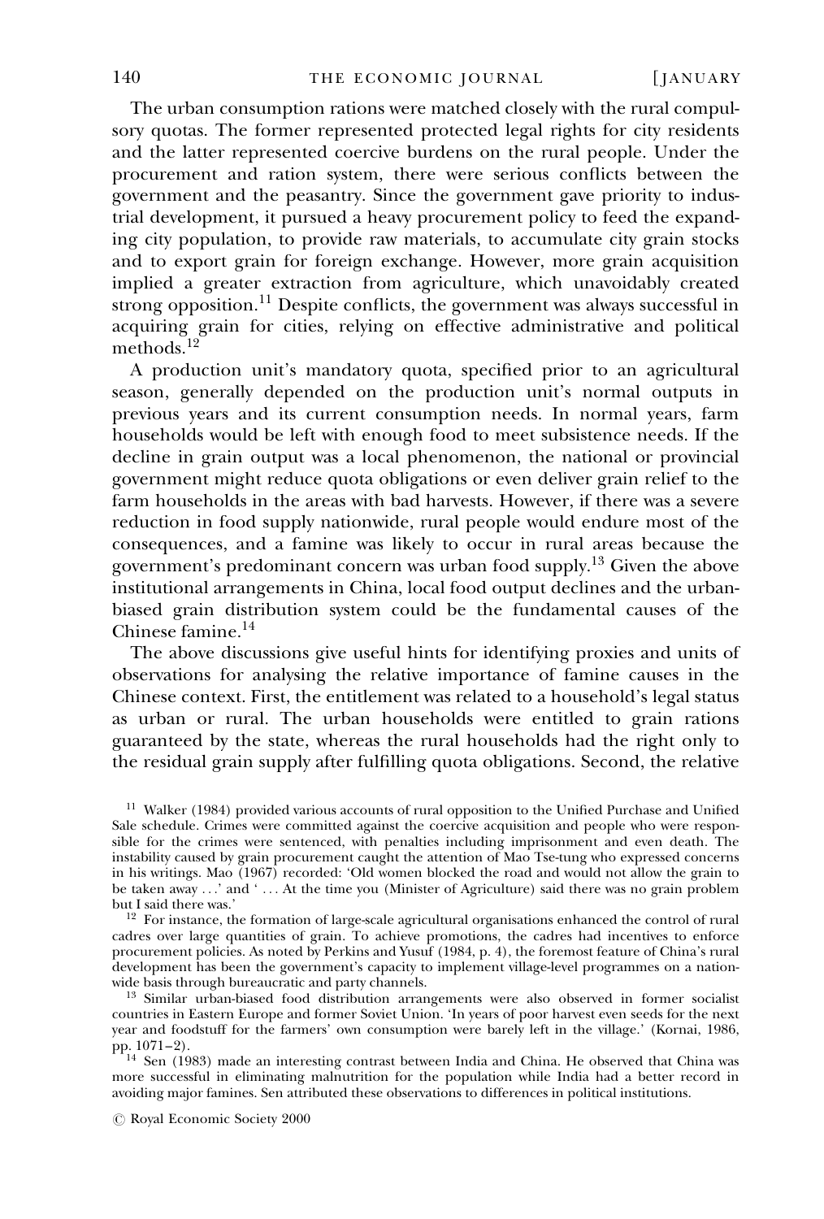The urban consumption rations were matched closely with the rural compulsory quotas. The former represented protected legal rights for city residents and the latter represented coercive burdens on the rural people. Under the procurement and ration system, there were serious conflicts between the government and the peasantry. Since the government gave priority to industrial development, it pursued a heavy procurement policy to feed the expanding city population, to provide raw materials, to accumulate city grain stocks and to export grain for foreign exchange. However, more grain acquisition implied a greater extraction from agriculture, which unavoidably created strong opposition.[11] Despite conflicts, the government was always successful in acquiring grain for cities, relying on effective administrative and political methods.[12]

A production unit's mandatory quota, specified prior to an agricultural season, generally depended on the production unit's normal outputs in previous years and its current consumption needs. In normal years, farm households would be left with enough food to meet subsistence needs. If the decline in grain output was a local phenomenon, the national or provincial government might reduce quota obligations or even deliver grain relief to the farm households in the areas with bad harvests. However, if there was a severe reduction in food supply nationwide, rural people would endure most of the consequences, and a famine was likely to occur in rural areas because the government's predominant concern was urban food supply.[13] Given the above institutional arrangements in China, local food output declines and the urban-biased grain distribution system could be the fundamental causes of the Chinese famine.[14]

The above discussions give useful hints for identifying proxies and units of observations for analysing the relative importance of famine causes in the Chinese context. First, the entitlement was related to a household's legal status as urban or rural. The urban households were entitled to grain rations guaranteed by the state, whereas the rural households had the right only to the residual grain supply after fulfilling quota obligations. Second, the relative

[11] Walker (1984) provided various accounts of rural opposition to the Unified Purchase and Unified Sale schedule. Crimes were committed against the coercive acquisition and people who were responsible for the crimes were sentenced, with penalties including imprisonment and even death. The instability caused by grain procurement caught the attention of Mao Tse-tung who expressed concerns in his writings. Mao (1967) recorded: 'Old women blocked the road and would not allow the grain to be taken away ...' and '... At the time you (Minister of Agriculture) said there was no grain problem but I said there was.'

[12] For instance, the formation of large-scale agricultural organisations enhanced the control of rural cadres over large quantities of grain. To achieve promotions, the cadres had incentives to enforce procurement policies. As noted by Perkins and Yusuf (1984, p. 4), the foremost feature of China's rural development has been the government's capacity to implement village-level programmes on a nationwide basis through bureaucratic and party channels.

[13] Similar urban-biased food distribution arrangements were also observed in former socialist countries in Eastern Europe and former Soviet Union. 'In years of poor harvest even seeds for the next year and foodstuff for the farmers' own consumption were barely left in the village.' (Kornai, 1986, pp. 1071–2).

[14] Sen (1983) made an interesting contrast between India and China. He observed that China was more successful in eliminating malnutrition for the population while India had a better record in avoiding major famines. Sen attributed these observations to differences in political institutions.

© Royal Economic Society 2000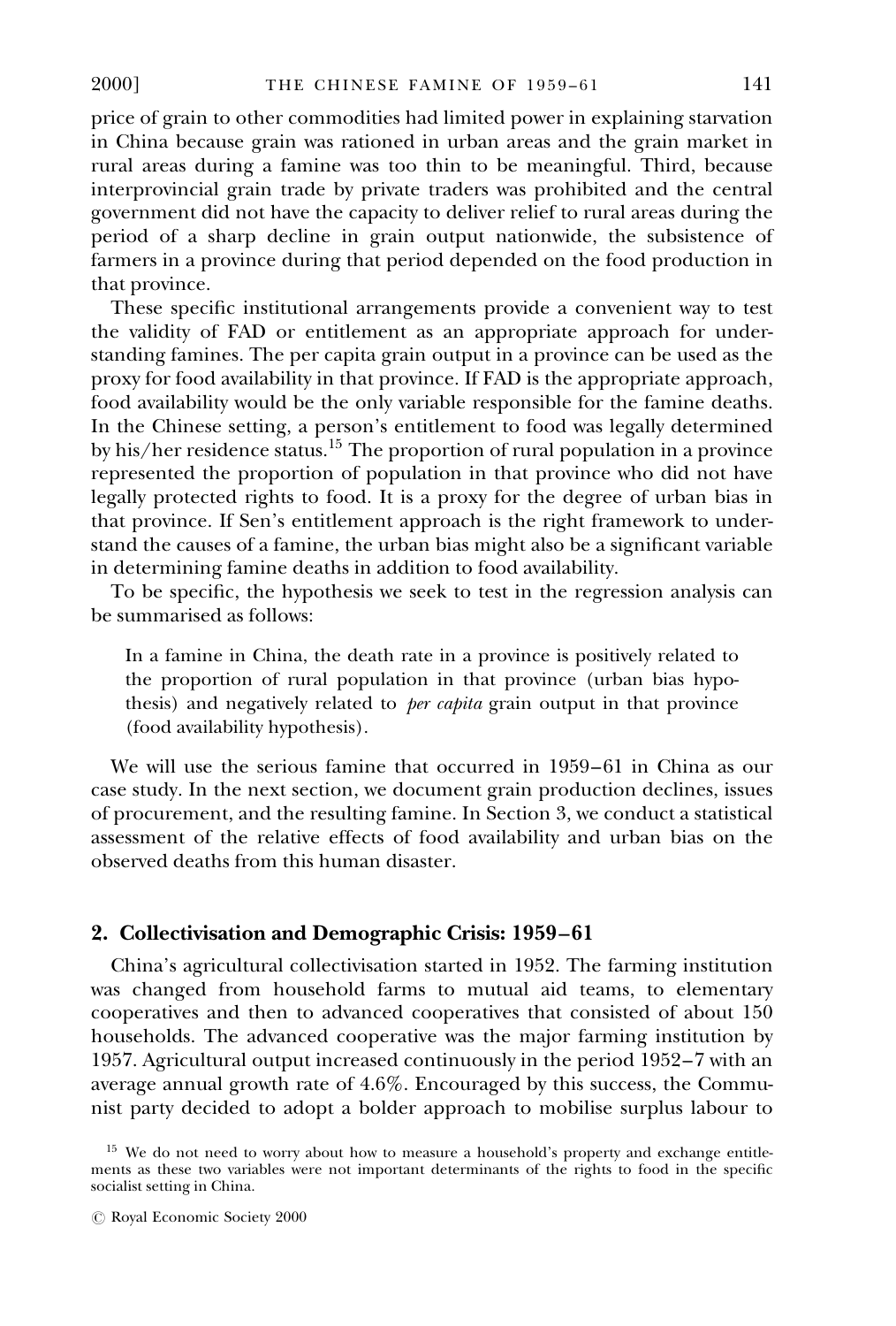price of grain to other commodities had limited power in explaining starvation in China because grain was rationed in urban areas and the grain market in rural areas during a famine was too thin to be meaningful. Third, because interprovincial grain trade by private traders was prohibited and the central government did not have the capacity to deliver relief to rural areas during the period of a sharp decline in grain output nationwide, the subsistence of farmers in a province during that period depended on the food production in that province.

These specific institutional arrangements provide a convenient way to test the validity of FAD or entitlement as an appropriate approach for understanding famines. The per capita grain output in a province can be used as the proxy for food availability in that province. If FAD is the appropriate approach, food availability would be the only variable responsible for the famine deaths. In the Chinese setting, a person's entitlement to food was legally determined by his/her residence status.[15] The proportion of rural population in a province represented the proportion of population in that province who did not have legally protected rights to food. It is a proxy for the degree of urban bias in that province. If Sen's entitlement approach is the right framework to understand the causes of a famine, the urban bias might also be a significant variable in determining famine deaths in addition to food availability.

To be specific, the hypothesis we seek to test in the regression analysis can be summarised as follows:

> In a famine in China, the death rate in a province is positively related to the proportion of rural population in that province (urban bias hypothesis) and negatively related to *per capita* grain output in that province (food availability hypothesis).

We will use the serious famine that occurred in 1959–61 in China as our case study. In the next section, we document grain production declines, issues of procurement, and the resulting famine. In Section 3, we conduct a statistical assessment of the relative effects of food availability and urban bias on the observed deaths from this human disaster.

## 2. Collectivisation and Demographic Crisis: 1959–61

China's agricultural collectivisation started in 1952. The farming institution was changed from household farms to mutual aid teams, to elementary cooperatives and then to advanced cooperatives that consisted of about 150 households. The advanced cooperative was the major farming institution by 1957. Agricultural output increased continuously in the period 1952–7 with an average annual growth rate of 4.6%. Encouraged by this success, the Communist party decided to adopt a bolder approach to mobilise surplus labour to

[15] We do not need to worry about how to measure a household's property and exchange entitlements as these two variables were not important determinants of the rights to food in the specific socialist setting in China.

© Royal Economic Society 2000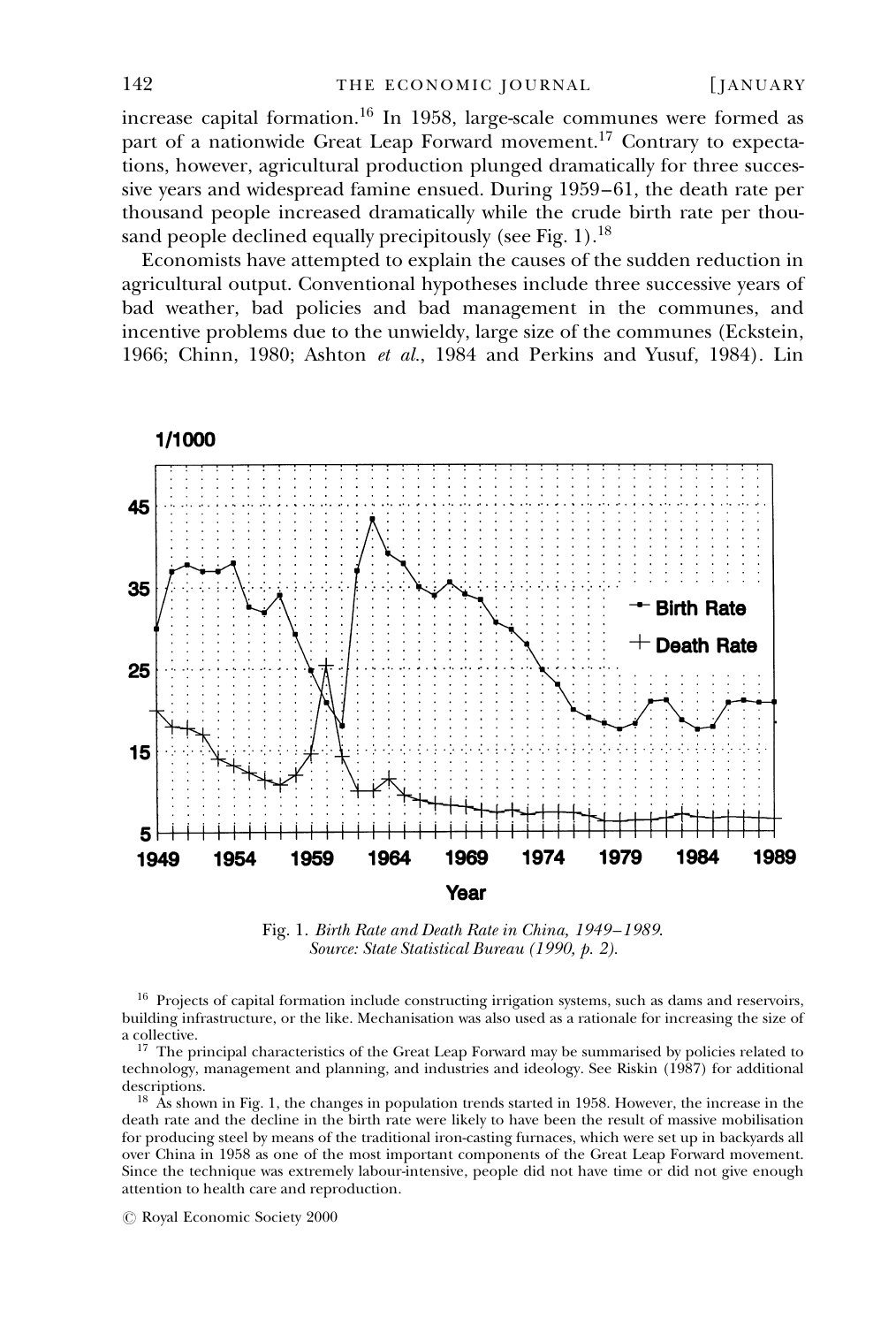increase capital formation.[16] In 1958, large-scale communes were formed as part of a nationwide Great Leap Forward movement.[17] Contrary to expectations, however, agricultural production plunged dramatically for three successive years and widespread famine ensued. During 1959–61, the death rate per thousand people increased dramatically while the crude birth rate per thousand people declined equally precipitously (see Fig. 1).[18]

Economists have attempted to explain the causes of the sudden reduction in agricultural output. Conventional hypotheses include three successive years of bad weather, bad policies and bad management in the communes, and incentive problems due to the unwieldy, large size of the communes (Eckstein, 1966; Chinn, 1980; Ashton *et al.*, 1984 and Perkins and Yusuf, 1984). Lin

Fig. 1. *Birth Rate and Death Rate in China, 1949–1989.*
*Source: State Statistical Bureau (1990, p. 2).*

[16] Projects of capital formation include constructing irrigation systems, such as dams and reservoirs, building infrastructure, or the like. Mechanisation was also used as a rationale for increasing the size of a collective.

[17] The principal characteristics of the Great Leap Forward may be summarised by policies related to technology, management and planning, and industries and ideology. See Riskin (1987) for additional descriptions.

[18] As shown in Fig. 1, the changes in population trends started in 1958. However, the increase in the death rate and the decline in the birth rate were likely to have been the result of massive mobilisation for producing steel by means of the traditional iron-casting furnaces, which were set up in backyards all over China in 1958 as one of the most important components of the Great Leap Forward movement. Since the technique was extremely labour-intensive, people did not have time or did not give enough attention to health care and reproduction.

© Royal Economic Society 2000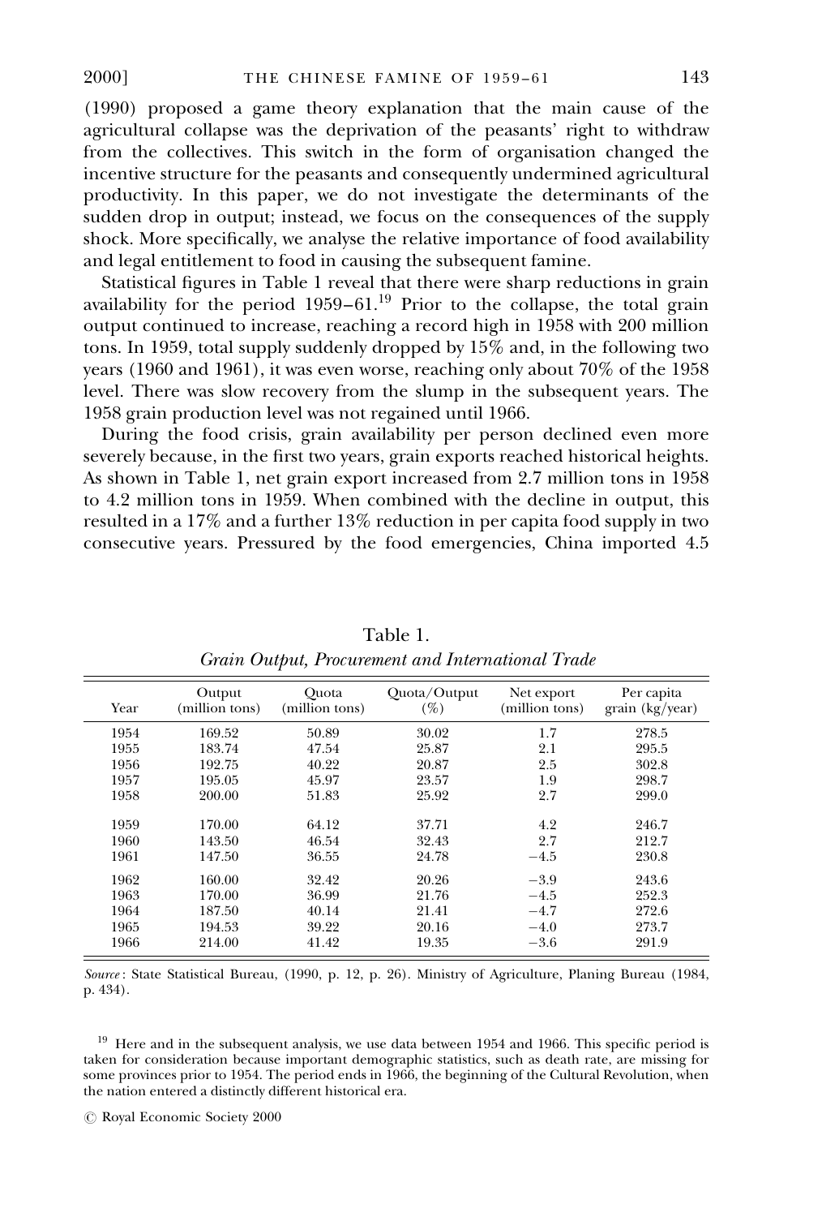(1990) proposed a game theory explanation that the main cause of the agricultural collapse was the deprivation of the peasants' right to withdraw from the collectives. This switch in the form of organisation changed the incentive structure for the peasants and consequently undermined agricultural productivity. In this paper, we do not investigate the determinants of the sudden drop in output; instead, we focus on the consequences of the supply shock. More specifically, we analyse the relative importance of food availability and legal entitlement to food in causing the subsequent famine.

Statistical figures in Table 1 reveal that there were sharp reductions in grain availability for the period 1959–61.[19] Prior to the collapse, the total grain output continued to increase, reaching a record high in 1958 with 200 million tons. In 1959, total supply suddenly dropped by 15% and, in the following two years (1960 and 1961), it was even worse, reaching only about 70% of the 1958 level. There was slow recovery from the slump in the subsequent years. The 1958 grain production level was not regained until 1966.

During the food crisis, grain availability per person declined even more severely because, in the first two years, grain exports reached historical heights. As shown in Table 1, net grain export increased from 2.7 million tons in 1958 to 4.2 million tons in 1959. When combined with the decline in output, this resulted in a 17% and a further 13% reduction in per capita food supply in two consecutive years. Pressured by the food emergencies, China imported 4.5

Table 1.
*Grain Output, Procurement and International Trade*

| Year | Output (million tons) | Quota (million tons) | Quota/Output (%) | Net export (million tons) | Per capita grain (kg/year) |
|---|---|---|---|---|---|
| 1954 | 169.52 | 50.89 | 30.02 | 1.7 | 278.5 |
| 1955 | 183.74 | 47.54 | 25.87 | 2.1 | 295.5 |
| 1956 | 192.75 | 40.22 | 20.87 | 2.5 | 302.8 |
| 1957 | 195.05 | 45.97 | 23.57 | 1.9 | 298.7 |
| 1958 | 200.00 | 51.83 | 25.92 | 2.7 | 299.0 |
| 1959 | 170.00 | 64.12 | 37.71 | 4.2 | 246.7 |
| 1960 | 143.50 | 46.54 | 32.43 | 2.7 | 212.7 |
| 1961 | 147.50 | 36.55 | 24.78 | −4.5 | 230.8 |
| 1962 | 160.00 | 32.42 | 20.26 | −3.9 | 243.6 |
| 1963 | 170.00 | 36.99 | 21.76 | −4.5 | 252.3 |
| 1964 | 187.50 | 40.14 | 21.41 | −4.7 | 272.6 |
| 1965 | 194.53 | 39.22 | 20.16 | −4.0 | 273.7 |
| 1966 | 214.00 | 41.42 | 19.35 | −3.6 | 291.9 |

*Source*: State Statistical Bureau, (1990, p. 12, p. 26). Ministry of Agriculture, Planing Bureau (1984, p. 434).

[19] Here and in the subsequent analysis, we use data between 1954 and 1966. This specific period is taken for consideration because important demographic statistics, such as death rate, are missing for some provinces prior to 1954. The period ends in 1966, the beginning of the Cultural Revolution, when the nation entered a distinctly different historical era.

© Royal Economic Society 2000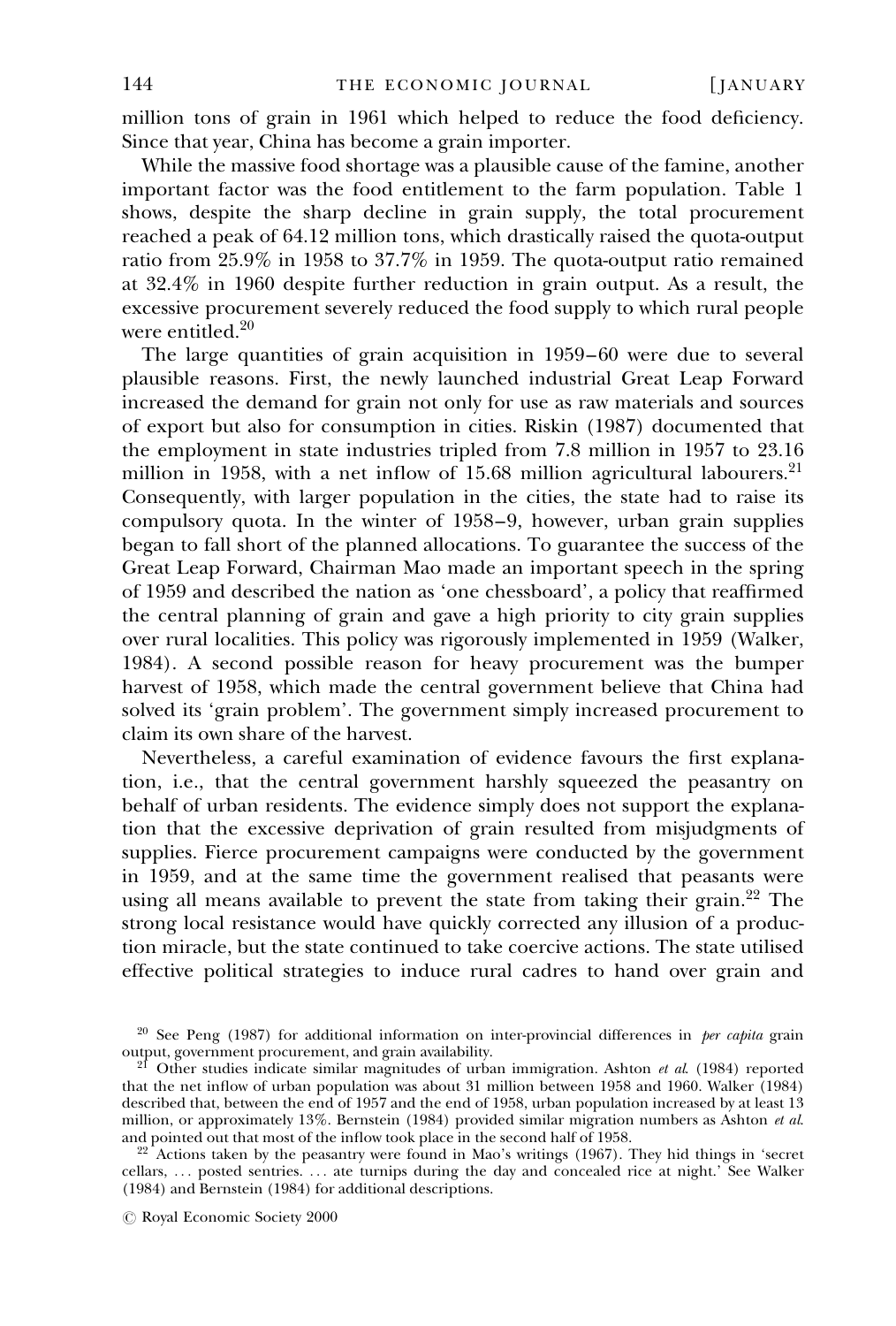million tons of grain in 1961 which helped to reduce the food deficiency. Since that year, China has become a grain importer.

While the massive food shortage was a plausible cause of the famine, another important factor was the food entitlement to the farm population. Table 1 shows, despite the sharp decline in grain supply, the total procurement reached a peak of 64.12 million tons, which drastically raised the quota-output ratio from 25.9% in 1958 to 37.7% in 1959. The quota-output ratio remained at 32.4% in 1960 despite further reduction in grain output. As a result, the excessive procurement severely reduced the food supply to which rural people were entitled.[20]

The large quantities of grain acquisition in 1959–60 were due to several plausible reasons. First, the newly launched industrial Great Leap Forward increased the demand for grain not only for use as raw materials and sources of export but also for consumption in cities. Riskin (1987) documented that the employment in state industries tripled from 7.8 million in 1957 to 23.16 million in 1958, with a net inflow of 15.68 million agricultural labourers.[21] Consequently, with larger population in the cities, the state had to raise its compulsory quota. In the winter of 1958–9, however, urban grain supplies began to fall short of the planned allocations. To guarantee the success of the Great Leap Forward, Chairman Mao made an important speech in the spring of 1959 and described the nation as 'one chessboard', a policy that reaffirmed the central planning of grain and gave a high priority to city grain supplies over rural localities. This policy was rigorously implemented in 1959 (Walker, 1984). A second possible reason for heavy procurement was the bumper harvest of 1958, which made the central government believe that China had solved its 'grain problem'. The government simply increased procurement to claim its own share of the harvest.

Nevertheless, a careful examination of evidence favours the first explanation, i.e., that the central government harshly squeezed the peasantry on behalf of urban residents. The evidence simply does not support the explanation that the excessive deprivation of grain resulted from misjudgments of supplies. Fierce procurement campaigns were conducted by the government in 1959, and at the same time the government realised that peasants were using all means available to prevent the state from taking their grain.[22] The strong local resistance would have quickly corrected any illusion of a production miracle, but the state continued to take coercive actions. The state utilised effective political strategies to induce rural cadres to hand over grain and

---

[20] See Peng (1987) for additional information on inter-provincial differences in *per capita* grain output, government procurement, and grain availability.

[21] Other studies indicate similar magnitudes of urban immigration. Ashton *et al.* (1984) reported that the net inflow of urban population was about 31 million between 1958 and 1960. Walker (1984) described that, between the end of 1957 and the end of 1958, urban population increased by at least 13 million, or approximately 13%. Bernstein (1984) provided similar migration numbers as Ashton *et al.* and pointed out that most of the inflow took place in the second half of 1958.

[22] Actions taken by the peasantry were found in Mao's writings (1967). They hid things in 'secret cellars, ... posted sentries. ... ate turnips during the day and concealed rice at night.' See Walker (1984) and Bernstein (1984) for additional descriptions.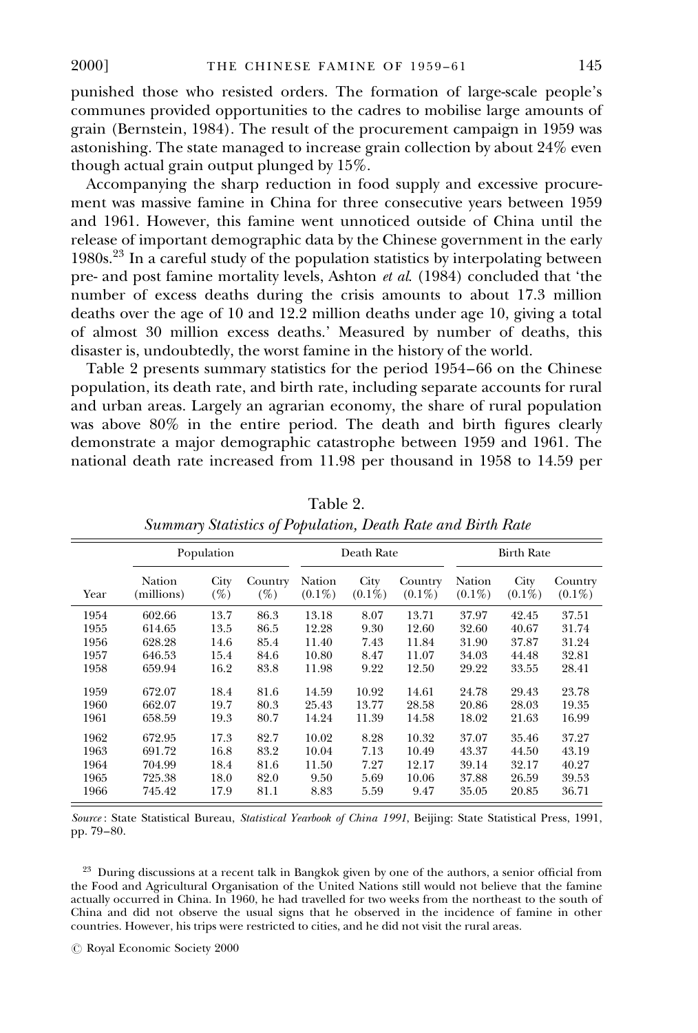punished those who resisted orders. The formation of large-scale people's communes provided opportunities to the cadres to mobilise large amounts of grain (Bernstein, 1984). The result of the procurement campaign in 1959 was astonishing. The state managed to increase grain collection by about 24% even though actual grain output plunged by 15%.

Accompanying the sharp reduction in food supply and excessive procurement was massive famine in China for three consecutive years between 1959 and 1961. However, this famine went unnoticed outside of China until the release of important demographic data by the Chinese government in the early 1980s.[23] In a careful study of the population statistics by interpolating between pre- and post famine mortality levels, Ashton *et al.* (1984) concluded that 'the number of excess deaths during the crisis amounts to about 17.3 million deaths over the age of 10 and 12.2 million deaths under age 10, giving a total of almost 30 million excess deaths.' Measured by number of deaths, this disaster is, undoubtedly, the worst famine in the history of the world.

Table 2 presents summary statistics for the period 1954–66 on the Chinese population, its death rate, and birth rate, including separate accounts for rural and urban areas. Largely an agrarian economy, the share of rural population was above 80% in the entire period. The death and birth figures clearly demonstrate a major demographic catastrophe between 1959 and 1961. The national death rate increased from 11.98 per thousand in 1958 to 14.59 per

Table 2.
*Summary Statistics of Population, Death Rate and Birth Rate*

| | Population | | | Death Rate | | | Birth Rate | | |
|---|---|---|---|---|---|---|---|---|---|
| Year | Nation (millions) | City (%) | Country (%) | Nation (0.1%) | City (0.1%) | Country (0.1%) | Nation (0.1%) | City (0.1%) | Country (0.1%) |
| 1954 | 602.66 | 13.7 | 86.3 | 13.18 | 8.07 | 13.71 | 37.97 | 42.45 | 37.51 |
| 1955 | 614.65 | 13.5 | 86.5 | 12.28 | 9.30 | 12.60 | 32.60 | 40.67 | 31.74 |
| 1956 | 628.28 | 14.6 | 85.4 | 11.40 | 7.43 | 11.84 | 31.90 | 37.87 | 31.24 |
| 1957 | 646.53 | 15.4 | 84.6 | 10.80 | 8.47 | 11.07 | 34.03 | 44.48 | 32.81 |
| 1958 | 659.94 | 16.2 | 83.8 | 11.98 | 9.22 | 12.50 | 29.22 | 33.55 | 28.41 |
| 1959 | 672.07 | 18.4 | 81.6 | 14.59 | 10.92 | 14.61 | 24.78 | 29.43 | 23.78 |
| 1960 | 662.07 | 19.7 | 80.3 | 25.43 | 13.77 | 28.58 | 20.86 | 28.03 | 19.35 |
| 1961 | 658.59 | 19.3 | 80.7 | 14.24 | 11.39 | 14.58 | 18.02 | 21.63 | 16.99 |
| 1962 | 672.95 | 17.3 | 82.7 | 10.02 | 8.28 | 10.32 | 37.07 | 35.46 | 37.27 |
| 1963 | 691.72 | 16.8 | 83.2 | 10.04 | 7.13 | 10.49 | 43.37 | 44.50 | 43.19 |
| 1964 | 704.99 | 18.4 | 81.6 | 11.50 | 7.27 | 12.17 | 39.14 | 32.17 | 40.27 |
| 1965 | 725.38 | 18.0 | 82.0 | 9.50 | 5.69 | 10.06 | 37.88 | 26.59 | 39.53 |
| 1966 | 745.42 | 17.9 | 81.1 | 8.83 | 5.59 | 9.47 | 35.05 | 20.85 | 36.71 |

*Source*: State Statistical Bureau, *Statistical Yearbook of China 1991*, Beijing: State Statistical Press, 1991, pp. 79–80.

[23] During discussions at a recent talk in Bangkok given by one of the authors, a senior official from the Food and Agricultural Organisation of the United Nations still would not believe that the famine actually occurred in China. In 1960, he had travelled for two weeks from the northeast to the south of China and did not observe the usual signs that he observed in the incidence of famine in other countries. However, his trips were restricted to cities, and he did not visit the rural areas.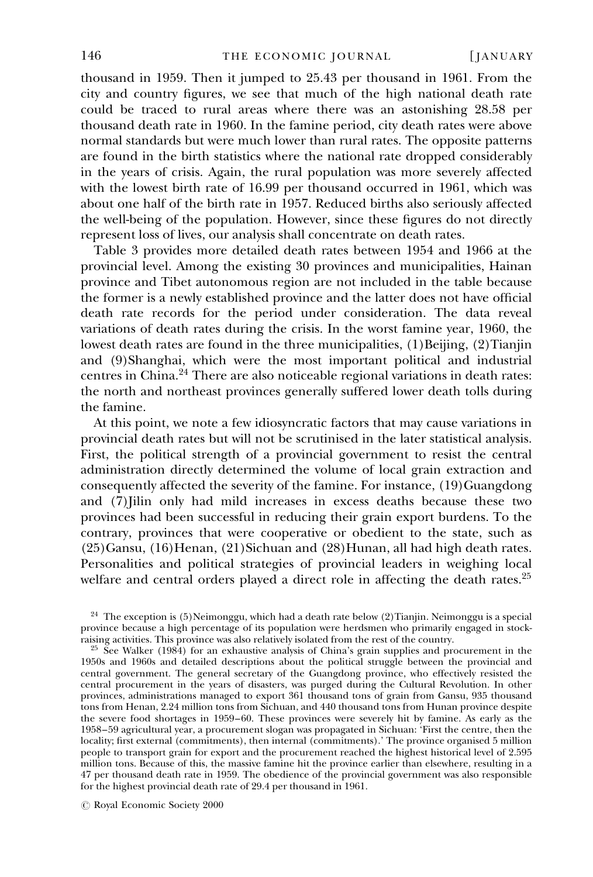thousand in 1959. Then it jumped to 25.43 per thousand in 1961. From the city and country figures, we see that much of the high national death rate could be traced to rural areas where there was an astonishing 28.58 per thousand death rate in 1960. In the famine period, city death rates were above normal standards but were much lower than rural rates. The opposite patterns are found in the birth statistics where the national rate dropped considerably in the years of crisis. Again, the rural population was more severely affected with the lowest birth rate of 16.99 per thousand occurred in 1961, which was about one half of the birth rate in 1957. Reduced births also seriously affected the well-being of the population. However, since these figures do not directly represent loss of lives, our analysis shall concentrate on death rates.

Table 3 provides more detailed death rates between 1954 and 1966 at the provincial level. Among the existing 30 provinces and municipalities, Hainan province and Tibet autonomous region are not included in the table because the former is a newly established province and the latter does not have official death rate records for the period under consideration. The data reveal variations of death rates during the crisis. In the worst famine year, 1960, the lowest death rates are found in the three municipalities, (1)Beijing, (2)Tianjin and (9)Shanghai, which were the most important political and industrial centres in China.[24] There are also noticeable regional variations in death rates: the north and northeast provinces generally suffered lower death tolls during the famine.

At this point, we note a few idiosyncratic factors that may cause variations in provincial death rates but will not be scrutinised in the later statistical analysis. First, the political strength of a provincial government to resist the central administration directly determined the volume of local grain extraction and consequently affected the severity of the famine. For instance, (19)Guangdong and (7)Jilin only had mild increases in excess deaths because these two provinces had been successful in reducing their grain export burdens. To the contrary, provinces that were cooperative or obedient to the state, such as (25)Gansu, (16)Henan, (21)Sichuan and (28)Hunan, all had high death rates. Personalities and political strategies of provincial leaders in weighing local welfare and central orders played a direct role in affecting the death rates.[25]

[24] The exception is (5)Neimonggu, which had a death rate below (2)Tianjin. Neimonggu is a special province because a high percentage of its population were herdsmen who primarily engaged in stock-raising activities. This province was also relatively isolated from the rest of the country.

[25] See Walker (1984) for an exhaustive analysis of China's grain supplies and procurement in the 1950s and 1960s and detailed descriptions about the political struggle between the provincial and central government. The general secretary of the Guangdong province, who effectively resisted the central procurement in the years of disasters, was purged during the Cultural Revolution. In other provinces, administrations managed to export 361 thousand tons of grain from Gansu, 935 thousand tons from Henan, 2.24 million tons from Sichuan, and 440 thousand tons from Hunan province despite the severe food shortages in 1959–60. These provinces were severely hit by famine. As early as the 1958–59 agricultural year, a procurement slogan was propagated in Sichuan: 'First the centre, then the locality; first external (commitments), then internal (commitments).' The province organised 5 million people to transport grain for export and the procurement reached the highest historical level of 2.595 million tons. Because of this, the massive famine hit the province earlier than elsewhere, resulting in a 47 per thousand death rate in 1959. The obedience of the provincial government was also responsible for the highest provincial death rate of 29.4 per thousand in 1961.

© Royal Economic Society 2000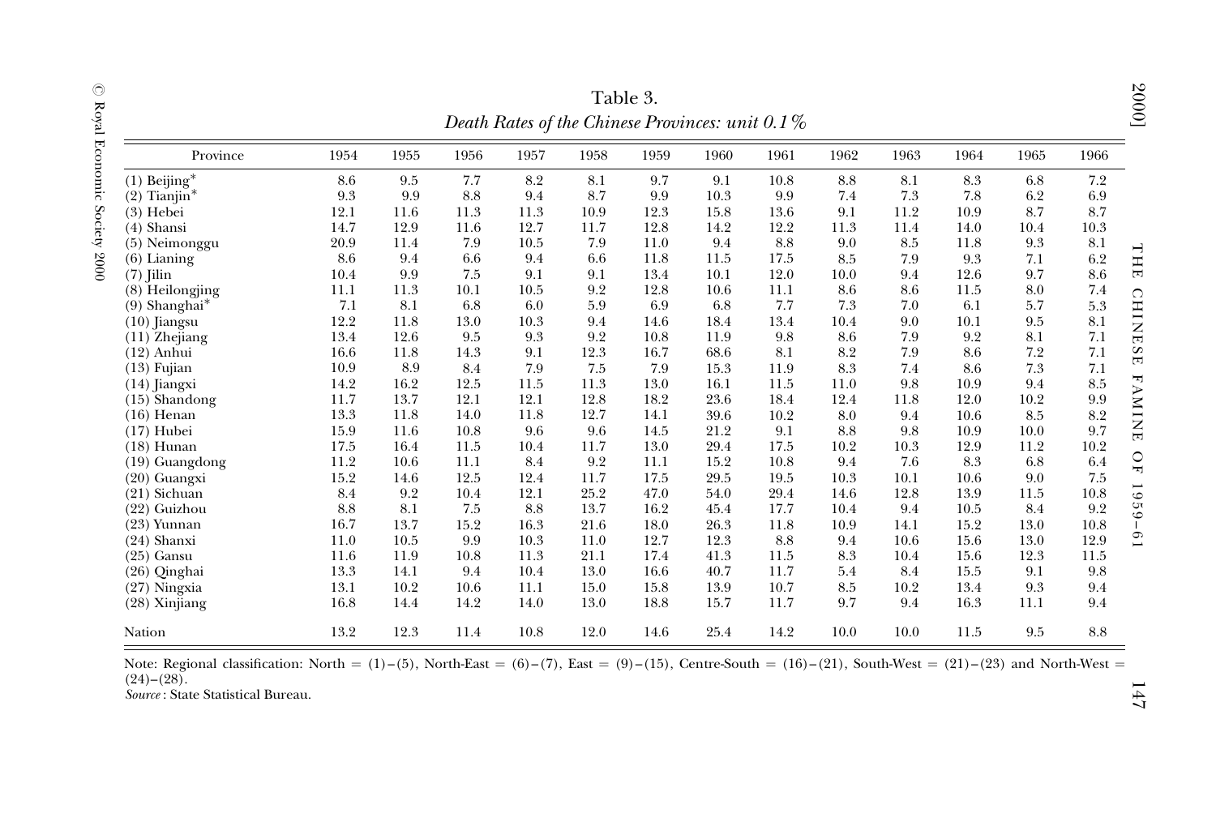Table 3.

*Death Rates of the Chinese Provinces: unit 0.1%*

| Province | 1954 | 1955 | 1956 | 1957 | 1958 | 1959 | 1960 | 1961 | 1962 | 1963 | 1964 | 1965 | 1966 |
|---|---|---|---|---|---|---|---|---|---|---|---|---|---|
| (1) Beijing* | 8.6 | 9.5 | 7.7 | 8.2 | 8.1 | 9.7 | 9.1 | 10.8 | 8.8 | 8.1 | 8.3 | 6.8 | 7.2 |
| (2) Tianjin* | 9.3 | 9.9 | 8.8 | 9.4 | 8.7 | 9.9 | 10.3 | 9.9 | 7.4 | 7.3 | 7.8 | 6.2 | 6.9 |
| (3) Hebei | 12.1 | 11.6 | 11.3 | 11.3 | 10.9 | 12.3 | 15.8 | 13.6 | 9.1 | 11.2 | 10.9 | 8.7 | 8.7 |
| (4) Shansi | 14.7 | 12.9 | 11.6 | 12.7 | 11.7 | 12.8 | 14.2 | 12.2 | 11.3 | 11.4 | 14.0 | 10.4 | 10.3 |
| (5) Neimonggu | 20.9 | 11.4 | 7.9 | 10.5 | 7.9 | 11.0 | 9.4 | 8.8 | 9.0 | 8.5 | 11.8 | 9.3 | 8.1 |
| (6) Lianing | 8.6 | 9.4 | 6.6 | 9.4 | 6.6 | 11.8 | 11.5 | 17.5 | 8.5 | 7.9 | 9.3 | 7.1 | 6.2 |
| (7) Jilin | 10.4 | 9.9 | 7.5 | 9.1 | 9.1 | 13.4 | 10.1 | 12.0 | 10.0 | 9.4 | 12.6 | 9.7 | 8.6 |
| (8) Heilongjing | 11.1 | 11.3 | 10.1 | 10.5 | 9.2 | 12.8 | 10.6 | 11.1 | 8.6 | 8.6 | 11.5 | 8.0 | 7.4 |
| (9) Shanghai* | 7.1 | 8.1 | 6.8 | 6.0 | 5.9 | 6.9 | 6.8 | 7.7 | 7.3 | 7.0 | 6.1 | 5.7 | 5.3 |
| (10) Jiangsu | 12.2 | 11.8 | 13.0 | 10.3 | 9.4 | 14.6 | 18.4 | 13.4 | 10.4 | 9.0 | 10.1 | 9.5 | 8.1 |
| (11) Zhejiang | 13.4 | 12.6 | 9.5 | 9.3 | 9.2 | 10.8 | 11.9 | 9.8 | 8.6 | 7.9 | 9.2 | 8.1 | 7.1 |
| (12) Anhui | 16.6 | 11.8 | 14.3 | 9.1 | 12.3 | 16.7 | 68.6 | 8.1 | 8.2 | 7.9 | 8.6 | 7.2 | 7.1 |
| (13) Fujian | 10.9 | 8.9 | 8.4 | 7.9 | 7.5 | 7.9 | 15.3 | 11.9 | 8.3 | 7.4 | 8.6 | 7.3 | 7.1 |
| (14) Jiangxi | 14.2 | 16.2 | 12.5 | 11.5 | 11.3 | 13.0 | 16.1 | 11.5 | 11.0 | 9.8 | 10.9 | 9.4 | 8.5 |
| (15) Shandong | 11.7 | 13.7 | 12.1 | 12.1 | 12.8 | 18.2 | 23.6 | 18.4 | 12.4 | 11.8 | 12.0 | 10.2 | 9.9 |
| (16) Henan | 13.3 | 11.8 | 14.0 | 11.8 | 12.7 | 14.1 | 39.6 | 10.2 | 8.0 | 9.4 | 10.6 | 8.5 | 8.2 |
| (17) Hubei | 15.9 | 11.6 | 10.8 | 9.6 | 9.6 | 14.5 | 21.2 | 9.1 | 8.8 | 9.8 | 10.9 | 10.0 | 9.7 |
| (18) Hunan | 17.5 | 16.4 | 11.5 | 10.4 | 11.7 | 13.0 | 29.4 | 17.5 | 10.2 | 10.3 | 12.9 | 11.2 | 10.2 |
| (19) Guangdong | 11.2 | 10.6 | 11.1 | 8.4 | 9.2 | 11.1 | 15.2 | 10.8 | 9.4 | 7.6 | 8.3 | 6.8 | 6.4 |
| (20) Guangxi | 15.2 | 14.6 | 12.5 | 12.4 | 11.7 | 17.5 | 29.5 | 19.5 | 10.3 | 10.1 | 10.6 | 9.0 | 7.5 |
| (21) Sichuan | 8.4 | 9.2 | 10.4 | 12.1 | 25.2 | 47.0 | 54.0 | 29.4 | 14.6 | 12.8 | 13.9 | 11.5 | 10.8 |
| (22) Guizhou | 8.8 | 8.1 | 7.5 | 8.8 | 13.7 | 16.2 | 45.4 | 17.7 | 10.4 | 9.4 | 10.5 | 8.4 | 9.2 |
| (23) Yunnan | 16.7 | 13.7 | 15.2 | 16.3 | 21.6 | 18.0 | 26.3 | 11.8 | 10.9 | 14.1 | 15.2 | 13.0 | 10.8 |
| (24) Shanxi | 11.0 | 10.5 | 9.9 | 10.3 | 11.0 | 12.7 | 12.3 | 8.8 | 9.4 | 10.6 | 15.6 | 13.0 | 12.9 |
| (25) Gansu | 11.6 | 11.9 | 10.8 | 11.3 | 21.1 | 17.4 | 41.3 | 11.5 | 8.3 | 10.4 | 15.6 | 12.3 | 11.5 |
| (26) Qinghai | 13.3 | 14.1 | 9.4 | 10.4 | 13.0 | 16.6 | 40.7 | 11.7 | 5.4 | 8.4 | 15.5 | 9.1 | 9.8 |
| (27) Ningxia | 13.1 | 10.2 | 10.6 | 11.1 | 15.0 | 15.8 | 13.9 | 10.7 | 8.5 | 10.2 | 13.4 | 9.3 | 9.4 |
| (28) Xinjiang | 16.8 | 14.4 | 14.2 | 14.0 | 13.0 | 18.8 | 15.7 | 11.7 | 9.7 | 9.4 | 16.3 | 11.1 | 9.4 |
| Nation | 13.2 | 12.3 | 11.4 | 10.8 | 12.0 | 14.6 | 25.4 | 14.2 | 10.0 | 10.0 | 11.5 | 9.5 | 8.8 |

Note: Regional classification: North = (1)–(5), North-East = (6)–(7), East = (9)–(15), Centre-South = (16)–(21), South-West = (21)–(23) and North-West = (24)–(28).
*Source*: State Statistical Bureau.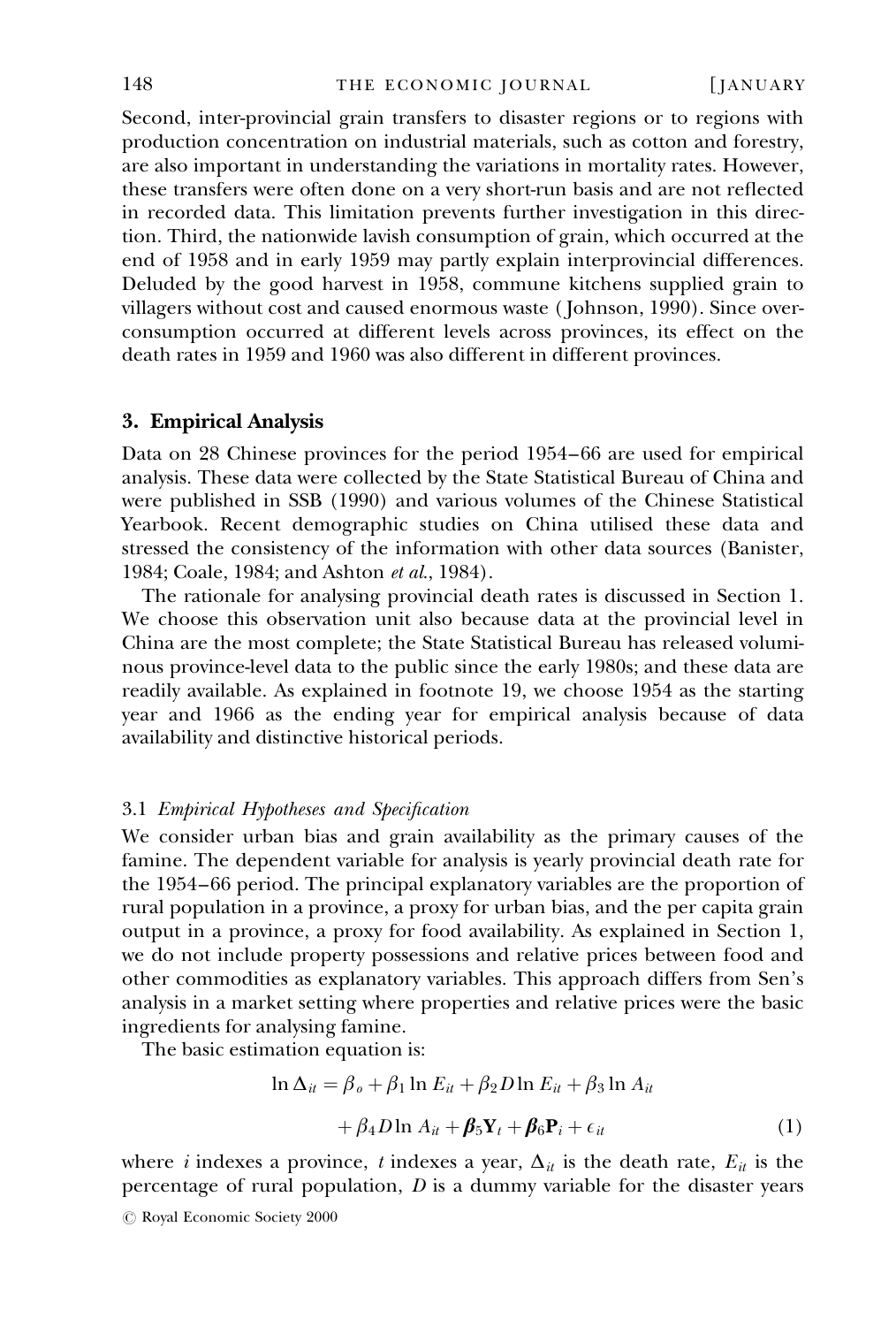Second, inter-provincial grain transfers to disaster regions or to regions with production concentration on industrial materials, such as cotton and forestry, are also important in understanding the variations in mortality rates. However, these transfers were often done on a very short-run basis and are not reflected in recorded data. This limitation prevents further investigation in this direction. Third, the nationwide lavish consumption of grain, which occurred at the end of 1958 and in early 1959 may partly explain interprovincial differences. Deluded by the good harvest in 1958, commune kitchens supplied grain to villagers without cost and caused enormous waste (Johnson, 1990). Since overconsumption occurred at different levels across provinces, its effect on the death rates in 1959 and 1960 was also different in different provinces.

## 3. Empirical Analysis

Data on 28 Chinese provinces for the period 1954–66 are used for empirical analysis. These data were collected by the State Statistical Bureau of China and were published in SSB (1990) and various volumes of the Chinese Statistical Yearbook. Recent demographic studies on China utilised these data and stressed the consistency of the information with other data sources (Banister, 1984; Coale, 1984; and Ashton *et al.*, 1984).

The rationale for analysing provincial death rates is discussed in Section 1. We choose this observation unit also because data at the provincial level in China are the most complete; the State Statistical Bureau has released voluminous province-level data to the public since the early 1980s; and these data are readily available. As explained in footnote 19, we choose 1954 as the starting year and 1966 as the ending year for empirical analysis because of data availability and distinctive historical periods.

### 3.1 *Empirical Hypotheses and Specification*

We consider urban bias and grain availability as the primary causes of the famine. The dependent variable for analysis is yearly provincial death rate for the 1954–66 period. The principal explanatory variables are the proportion of rural population in a province, a proxy for urban bias, and the per capita grain output in a province, a proxy for food availability. As explained in Section 1, we do not include property possessions and relative prices between food and other commodities as explanatory variables. This approach differs from Sen's analysis in a market setting where properties and relative prices were the basic ingredients for analysing famine.

The basic estimation equation is:

$$\ln \Delta_{it} = \beta_o + \beta_1 \ln E_{it} + \beta_2 D \ln E_{it} + \beta_3 \ln A_{it} + \beta_4 D \ln A_{it} + \boldsymbol{\beta}_5 \mathbf{Y}_t + \boldsymbol{\beta}_6 \mathbf{P}_i + \epsilon_{it} \tag{1}$$

where $i$ indexes a province, $t$ indexes a year, $\Delta_{it}$ is the death rate, $E_{it}$ is the percentage of rural population, $D$ is a dummy variable for the disaster years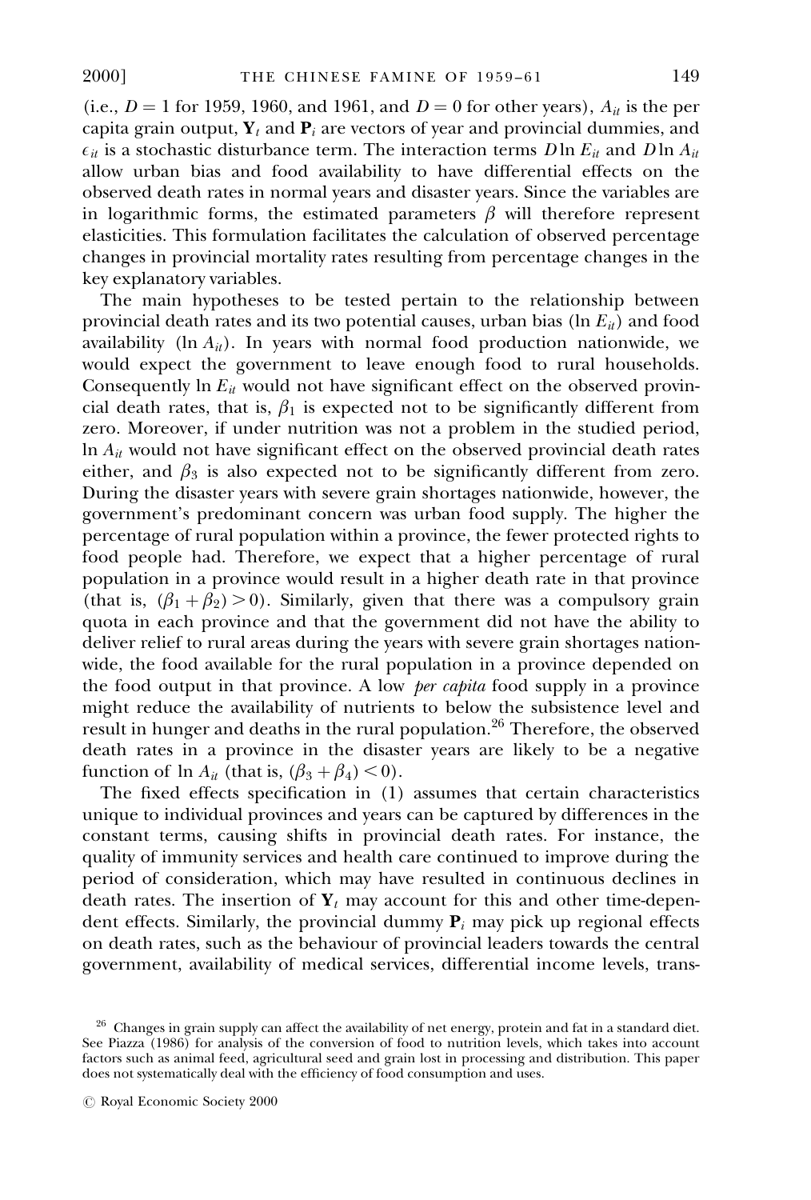(i.e., $D = 1$ for 1959, 1960, and 1961, and $D = 0$ for other years), $A_{it}$ is the per capita grain output, $\mathbf{Y}_t$ and $\mathbf{P}_i$ are vectors of year and provincial dummies, and $\epsilon_{it}$ is a stochastic disturbance term. The interaction terms $D \ln E_{it}$ and $D \ln A_{it}$ allow urban bias and food availability to have differential effects on the observed death rates in normal years and disaster years. Since the variables are in logarithmic forms, the estimated parameters $\beta$ will therefore represent elasticities. This formulation facilitates the calculation of observed percentage changes in provincial mortality rates resulting from percentage changes in the key explanatory variables.

The main hypotheses to be tested pertain to the relationship between provincial death rates and its two potential causes, urban bias ($\ln E_{it}$) and food availability ($\ln A_{it}$). In years with normal food production nationwide, we would expect the government to leave enough food to rural households. Consequently $\ln E_{it}$ would not have significant effect on the observed provincial death rates, that is, $\beta_1$ is expected not to be significantly different from zero. Moreover, if under nutrition was not a problem in the studied period, $\ln A_{it}$ would not have significant effect on the observed provincial death rates either, and $\beta_3$ is also expected not to be significantly different from zero. During the disaster years with severe grain shortages nationwide, however, the government's predominant concern was urban food supply. The higher the percentage of rural population within a province, the fewer protected rights to food people had. Therefore, we expect that a higher percentage of rural population in a province would result in a higher death rate in that province (that is, $(\beta_1 + \beta_2) > 0$). Similarly, given that there was a compulsory grain quota in each province and that the government did not have the ability to deliver relief to rural areas during the years with severe grain shortages nationwide, the food available for the rural population in a province depended on the food output in that province. A low *per capita* food supply in a province might reduce the availability of nutrients to below the subsistence level and result in hunger and deaths in the rural population.[26] Therefore, the observed death rates in a province in the disaster years are likely to be a negative function of $\ln A_{it}$ (that is, $(\beta_3 + \beta_4) < 0$).

The fixed effects specification in (1) assumes that certain characteristics unique to individual provinces and years can be captured by differences in the constant terms, causing shifts in provincial death rates. For instance, the quality of immunity services and health care continued to improve during the period of consideration, which may have resulted in continuous declines in death rates. The insertion of $\mathbf{Y}_t$ may account for this and other time-dependent effects. Similarly, the provincial dummy $\mathbf{P}_i$ may pick up regional effects on death rates, such as the behaviour of provincial leaders towards the central government, availability of medical services, differential income levels, trans-

[26] Changes in grain supply can affect the availability of net energy, protein and fat in a standard diet. See Piazza (1986) for analysis of the conversion of food to nutrition levels, which takes into account factors such as animal feed, agricultural seed and grain lost in processing and distribution. This paper does not systematically deal with the efficiency of food consumption and uses.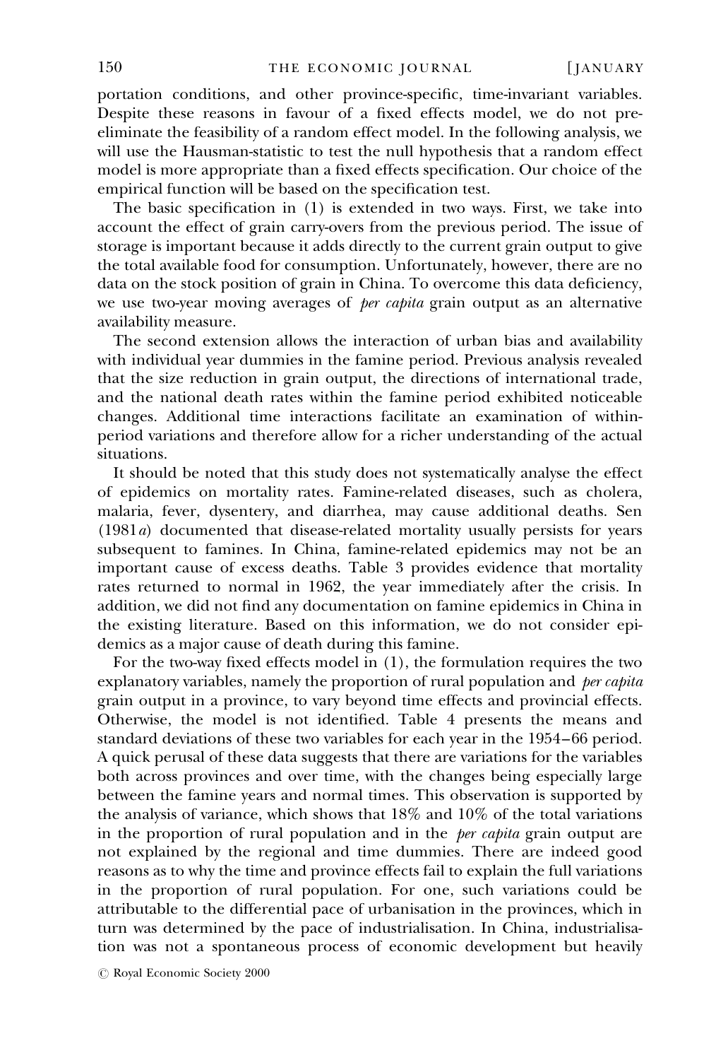portation conditions, and other province-specific, time-invariant variables. Despite these reasons in favour of a fixed effects model, we do not pre-eliminate the feasibility of a random effect model. In the following analysis, we will use the Hausman-statistic to test the null hypothesis that a random effect model is more appropriate than a fixed effects specification. Our choice of the empirical function will be based on the specification test.

The basic specification in (1) is extended in two ways. First, we take into account the effect of grain carry-overs from the previous period. The issue of storage is important because it adds directly to the current grain output to give the total available food for consumption. Unfortunately, however, there are no data on the stock position of grain in China. To overcome this data deficiency, we use two-year moving averages of *per capita* grain output as an alternative availability measure.

The second extension allows the interaction of urban bias and availability with individual year dummies in the famine period. Previous analysis revealed that the size reduction in grain output, the directions of international trade, and the national death rates within the famine period exhibited noticeable changes. Additional time interactions facilitate an examination of within-period variations and therefore allow for a richer understanding of the actual situations.

It should be noted that this study does not systematically analyse the effect of epidemics on mortality rates. Famine-related diseases, such as cholera, malaria, fever, dysentery, and diarrhea, may cause additional deaths. Sen (1981*a*) documented that disease-related mortality usually persists for years subsequent to famines. In China, famine-related epidemics may not be an important cause of excess deaths. Table 3 provides evidence that mortality rates returned to normal in 1962, the year immediately after the crisis. In addition, we did not find any documentation on famine epidemics in China in the existing literature. Based on this information, we do not consider epidemics as a major cause of death during this famine.

For the two-way fixed effects model in (1), the formulation requires the two explanatory variables, namely the proportion of rural population and *per capita* grain output in a province, to vary beyond time effects and provincial effects. Otherwise, the model is not identified. Table 4 presents the means and standard deviations of these two variables for each year in the 1954–66 period. A quick perusal of these data suggests that there are variations for the variables both across provinces and over time, with the changes being especially large between the famine years and normal times. This observation is supported by the analysis of variance, which shows that 18% and 10% of the total variations in the proportion of rural population and in the *per capita* grain output are not explained by the regional and time dummies. There are indeed good reasons as to why the time and province effects fail to explain the full variations in the proportion of rural population. For one, such variations could be attributable to the differential pace of urbanisation in the provinces, which in turn was determined by the pace of industrialisation. In China, industrialisation was not a spontaneous process of economic development but heavily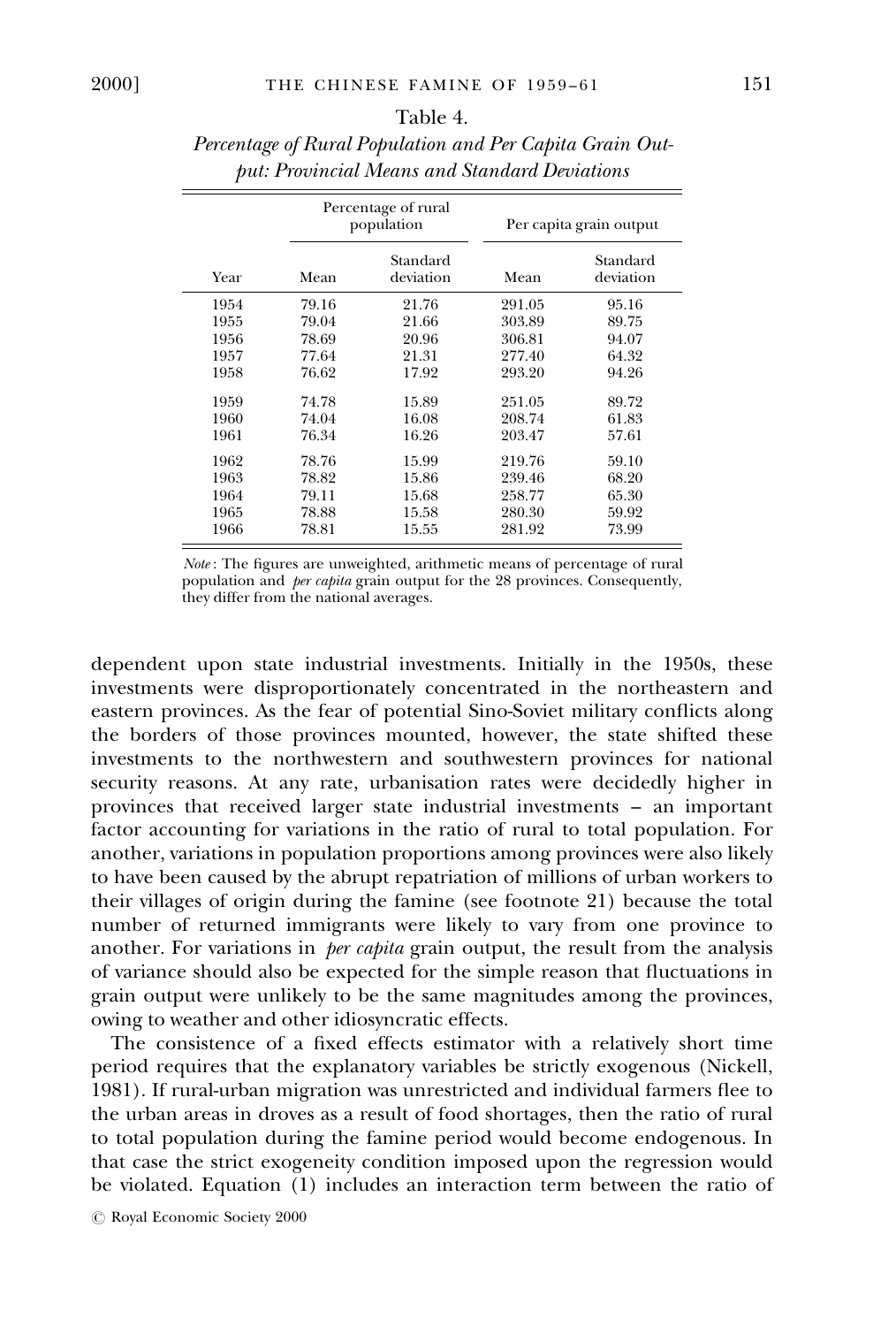Table 4.
*Percentage of Rural Population and Per Capita Grain Output: Provincial Means and Standard Deviations*

| | Percentage of rural population | | Per capita grain output | |
|---|---|---|---|---|
| Year | Mean | Standard deviation | Mean | Standard deviation |
| 1954 | 79.16 | 21.76 | 291.05 | 95.16 |
| 1955 | 79.04 | 21.66 | 303.89 | 89.75 |
| 1956 | 78.69 | 20.96 | 306.81 | 94.07 |
| 1957 | 77.64 | 21.31 | 277.40 | 64.32 |
| 1958 | 76.62 | 17.92 | 293.20 | 94.26 |
| 1959 | 74.78 | 15.89 | 251.05 | 89.72 |
| 1960 | 74.04 | 16.08 | 208.74 | 61.83 |
| 1961 | 76.34 | 16.26 | 203.47 | 57.61 |
| 1962 | 78.76 | 15.99 | 219.76 | 59.10 |
| 1963 | 78.82 | 15.86 | 239.46 | 68.20 |
| 1964 | 79.11 | 15.68 | 258.77 | 65.30 |
| 1965 | 78.88 | 15.58 | 280.30 | 59.92 |
| 1966 | 78.81 | 15.55 | 281.92 | 73.99 |

*Note*: The figures are unweighted, arithmetic means of percentage of rural population and *per capita* grain output for the 28 provinces. Consequently, they differ from the national averages.

dependent upon state industrial investments. Initially in the 1950s, these investments were disproportionately concentrated in the northeastern and eastern provinces. As the fear of potential Sino-Soviet military conflicts along the borders of those provinces mounted, however, the state shifted these investments to the northwestern and southwestern provinces for national security reasons. At any rate, urbanisation rates were decidedly higher in provinces that received larger state industrial investments – an important factor accounting for variations in the ratio of rural to total population. For another, variations in population proportions among provinces were also likely to have been caused by the abrupt repatriation of millions of urban workers to their villages of origin during the famine (see footnote 21) because the total number of returned immigrants were likely to vary from one province to another. For variations in *per capita* grain output, the result from the analysis of variance should also be expected for the simple reason that fluctuations in grain output were unlikely to be the same magnitudes among the provinces, owing to weather and other idiosyncratic effects.

The consistence of a fixed effects estimator with a relatively short time period requires that the explanatory variables be strictly exogenous (Nickell, 1981). If rural-urban migration was unrestricted and individual farmers flee to the urban areas in droves as a result of food shortages, then the ratio of rural to total population during the famine period would become endogenous. In that case the strict exogeneity condition imposed upon the regression would be violated. Equation (1) includes an interaction term between the ratio of

© Royal Economic Society 2000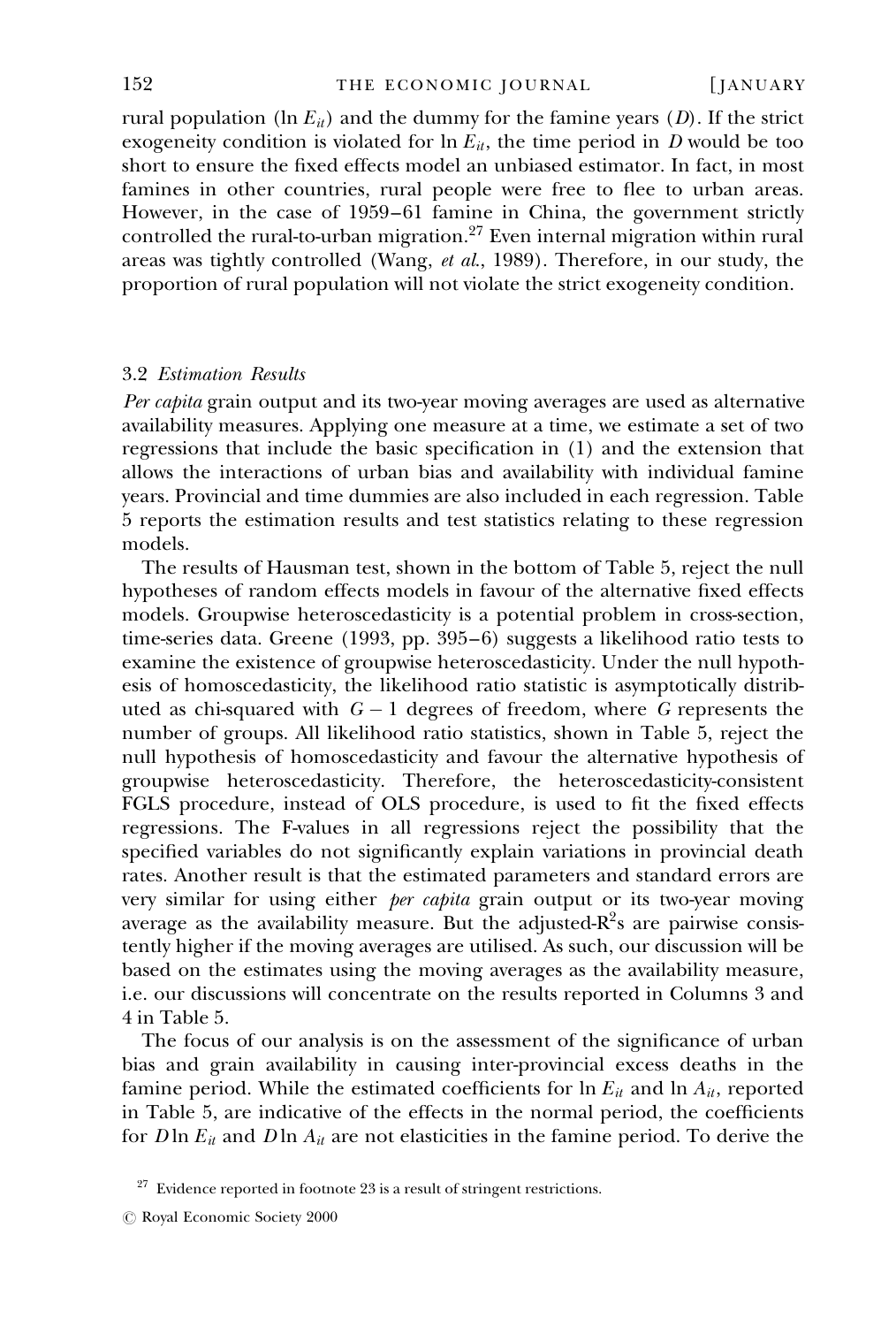rural population ($\ln E_{it}$) and the dummy for the famine years ($D$). If the strict exogeneity condition is violated for $\ln E_{it}$, the time period in $D$ would be too short to ensure the fixed effects model an unbiased estimator. In fact, in most famines in other countries, rural people were free to flee to urban areas. However, in the case of 1959–61 famine in China, the government strictly controlled the rural-to-urban migration.[27] Even internal migration within rural areas was tightly controlled (Wang, *et al.*, 1989). Therefore, in our study, the proportion of rural population will not violate the strict exogeneity condition.

### 3.2 *Estimation Results*

*Per capita* grain output and its two-year moving averages are used as alternative availability measures. Applying one measure at a time, we estimate a set of two regressions that include the basic specification in (1) and the extension that allows the interactions of urban bias and availability with individual famine years. Provincial and time dummies are also included in each regression. Table 5 reports the estimation results and test statistics relating to these regression models.

The results of Hausman test, shown in the bottom of Table 5, reject the null hypotheses of random effects models in favour of the alternative fixed effects models. Groupwise heteroscedasticity is a potential problem in cross-section, time-series data. Greene (1993, pp. 395–6) suggests a likelihood ratio tests to examine the existence of groupwise heteroscedasticity. Under the null hypothesis of homoscedasticity, the likelihood ratio statistic is asymptotically distributed as chi-squared with $G-1$ degrees of freedom, where $G$ represents the number of groups. All likelihood ratio statistics, shown in Table 5, reject the null hypothesis of homoscedasticity and favour the alternative hypothesis of groupwise heteroscedasticity. Therefore, the heteroscedasticity-consistent FGLS procedure, instead of OLS procedure, is used to fit the fixed effects regressions. The F-values in all regressions reject the possibility that the specified variables do not significantly explain variations in provincial death rates. Another result is that the estimated parameters and standard errors are very similar for using either *per capita* grain output or its two-year moving average as the availability measure. But the adjusted-$R^2$s are pairwise consistently higher if the moving averages are utilised. As such, our discussion will be based on the estimates using the moving averages as the availability measure, i.e. our discussions will concentrate on the results reported in Columns 3 and 4 in Table 5.

The focus of our analysis is on the assessment of the significance of urban bias and grain availability in causing inter-provincial excess deaths in the famine period. While the estimated coefficients for $\ln E_{it}$ and $\ln A_{it}$, reported in Table 5, are indicative of the effects in the normal period, the coefficients for $D \ln E_{it}$ and $D \ln A_{it}$ are not elasticities in the famine period. To derive the

[27] Evidence reported in footnote 23 is a result of stringent restrictions.

© Royal Economic Society 2000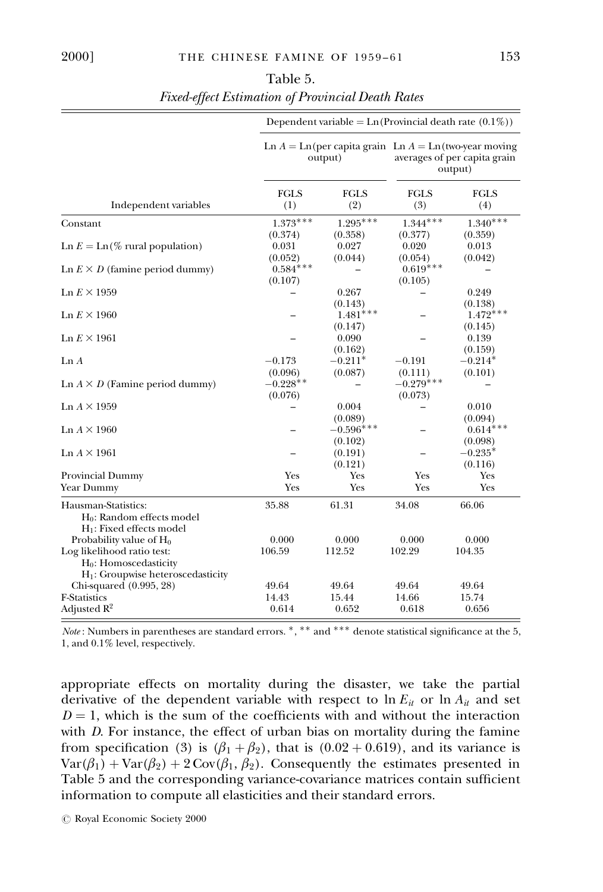Table 5.
*Fixed-effect Estimation of Provincial Death Rates*

| | Dependent variable = Ln(Provincial death rate (0.1%)) | | | |
|---|---|---|---|---|
| | Ln $A$ = Ln(per capita grain output) | | Ln $A$ = Ln(two-year moving averages of per capita grain output) | |
| Independent variables | FGLS (1) | FGLS (2) | FGLS (3) | FGLS (4) |
| Constant | 1.373*** | 1.295*** | 1.344*** | 1.340*** |
| | (0.374) | (0.358) | (0.377) | (0.359) |
| Ln $E$ = Ln(% rural population) | 0.031 | 0.027 | 0.020 | 0.013 |
| | (0.052) | (0.044) | (0.054) | (0.042) |
| Ln $E \times D$ (famine period dummy) | 0.584*** | – | 0.619*** | – |
| | (0.107) | | (0.105) | |
| Ln $E$ × 1959 | – | 0.267 | – | 0.249 |
| | | (0.143) | | (0.138) |
| Ln $E$ × 1960 | – | 1.481*** | – | 1.472*** |
| | | (0.147) | | (0.145) |
| Ln $E$ × 1961 | – | 0.090 | – | 0.139 |
| | | (0.162) | | (0.159) |
| Ln $A$ | −0.173 | −0.211* | −0.191 | −0.214* |
| | (0.096) | (0.087) | (0.111) | (0.101) |
| Ln $A \times D$ (Famine period dummy) | −0.228** | – | −0.279*** | – |
| | (0.076) | | (0.073) | |
| Ln $A$ × 1959 | – | 0.004 | – | 0.010 |
| | | (0.089) | | (0.094) |
| Ln $A$ × 1960 | – | −0.596*** | – | 0.614*** |
| | | (0.102) | | (0.098) |
| Ln $A$ × 1961 | – | (0.191) | – | −0.235* |
| | | (0.121) | | (0.116) |
| Provincial Dummy | Yes | Yes | Yes | Yes |
| Year Dummy | Yes | Yes | Yes | Yes |
| Hausman-Statistics: | 35.88 | 61.31 | 34.08 | 66.06 |
| $H_0$: Random effects model | | | | |
| $H_1$: Fixed effects model | | | | |
| Probability value of $H_0$ | 0.000 | 0.000 | 0.000 | 0.000 |
| Log likelihood ratio test: | 106.59 | 112.52 | 102.29 | 104.35 |
| $H_0$: Homoscedasticity | | | | |
| $H_1$: Groupwise heteroscedasticity | | | | |
| Chi-squared (0.995, 28) | 49.64 | 49.64 | 49.64 | 49.64 |
| F-Statistics | 14.43 | 15.44 | 14.66 | 15.74 |
| Adjusted $R^2$ | 0.614 | 0.652 | 0.618 | 0.656 |

*Note*: Numbers in parentheses are standard errors. *, ** and *** denote statistical significance at the 5, 1, and 0.1% level, respectively.

appropriate effects on mortality during the disaster, we take the partial derivative of the dependent variable with respect to $\ln E_{it}$ or $\ln A_{it}$ and set $D = 1$, which is the sum of the coefficients with and without the interaction with $D$. For instance, the effect of urban bias on mortality during the famine from specification (3) is $(\beta_1 + \beta_2)$, that is $(0.02 + 0.619)$, and its variance is $\text{Var}(\beta_1) + \text{Var}(\beta_2) + 2\,\text{Cov}(\beta_1, \beta_2)$. Consequently the estimates presented in Table 5 and the corresponding variance-covariance matrices contain sufficient information to compute all elasticities and their standard errors.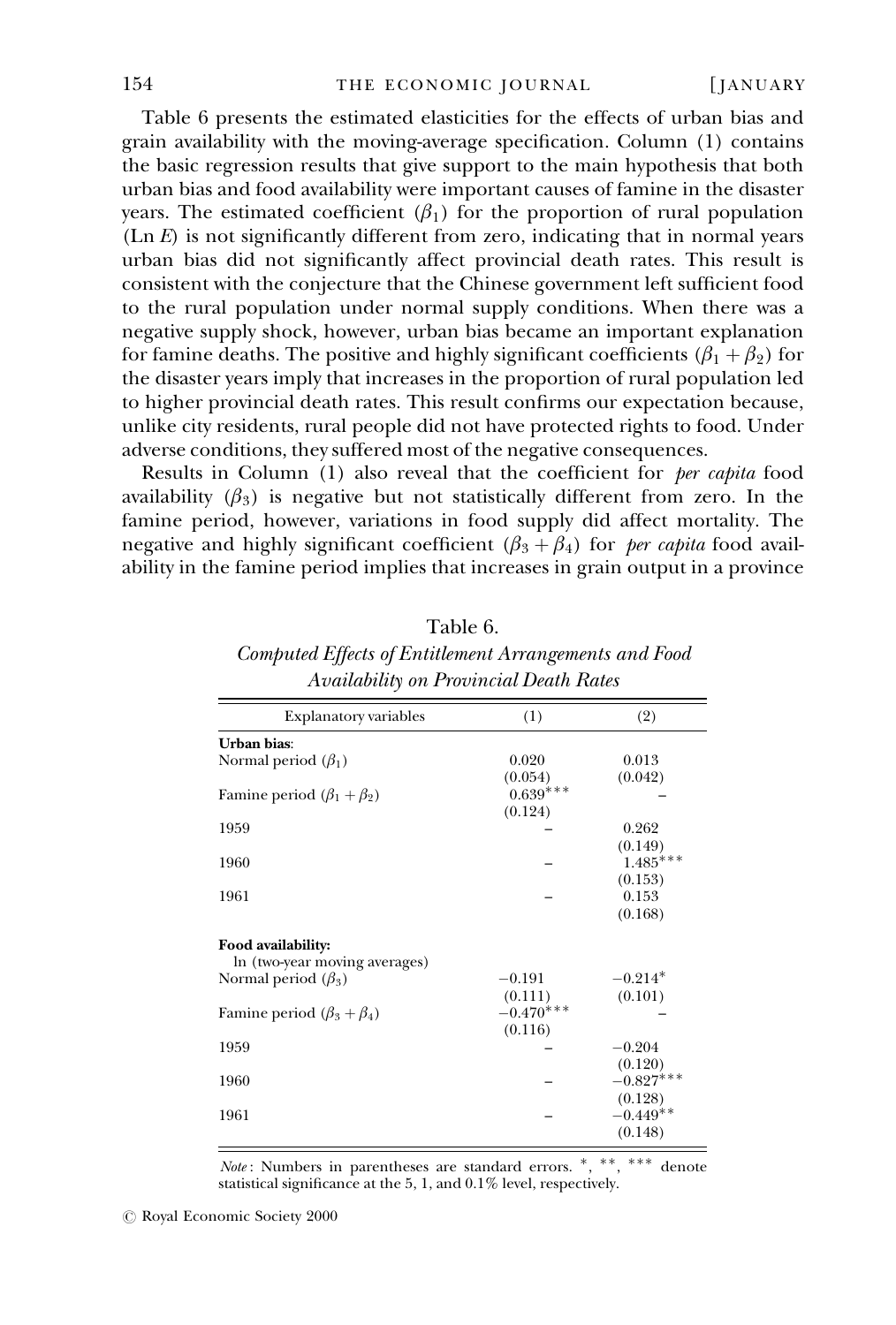Table 6 presents the estimated elasticities for the effects of urban bias and grain availability with the moving-average specification. Column (1) contains the basic regression results that give support to the main hypothesis that both urban bias and food availability were important causes of famine in the disaster years. The estimated coefficient ($\beta_1$) for the proportion of rural population (Ln $E$) is not significantly different from zero, indicating that in normal years urban bias did not significantly affect provincial death rates. This result is consistent with the conjecture that the Chinese government left sufficient food to the rural population under normal supply conditions. When there was a negative supply shock, however, urban bias became an important explanation for famine deaths. The positive and highly significant coefficients ($\beta_1 + \beta_2$) for the disaster years imply that increases in the proportion of rural population led to higher provincial death rates. This result confirms our expectation because, unlike city residents, rural people did not have protected rights to food. Under adverse conditions, they suffered most of the negative consequences.

Results in Column (1) also reveal that the coefficient for *per capita* food availability ($\beta_3$) is negative but not statistically different from zero. In the famine period, however, variations in food supply did affect mortality. The negative and highly significant coefficient ($\beta_3 + \beta_4$) for *per capita* food availability in the famine period implies that increases in grain output in a province

Table 6.
*Computed Effects of Entitlement Arrangements and Food Availability on Provincial Death Rates*

| Explanatory variables | (1) | (2) |
|---|---|---|
| **Urban bias**: | | |
| Normal period ($\beta_1$) | 0.020 | 0.013 |
| | (0.054) | (0.042) |
| Famine period ($\beta_1 + \beta_2$) | 0.639*** | – |
| | (0.124) | |
| 1959 | – | 0.262 |
| | | (0.149) |
| 1960 | – | 1.485*** |
| | | (0.153) |
| 1961 | – | 0.153 |
| | | (0.168) |
| **Food availability:** | | |
| ln (two-year moving averages) | | |
| Normal period ($\beta_3$) | −0.191 | −0.214* |
| | (0.111) | (0.101) |
| Famine period ($\beta_3 + \beta_4$) | −0.470*** | – |
| | (0.116) | |
| 1959 | – | −0.204 |
| | | (0.120) |
| 1960 | – | −0.827*** |
| | | (0.128) |
| 1961 | – | −0.449** |
| | | (0.148) |

*Note*: Numbers in parentheses are standard errors. *, **, *** denote statistical significance at the 5, 1, and 0.1% level, respectively.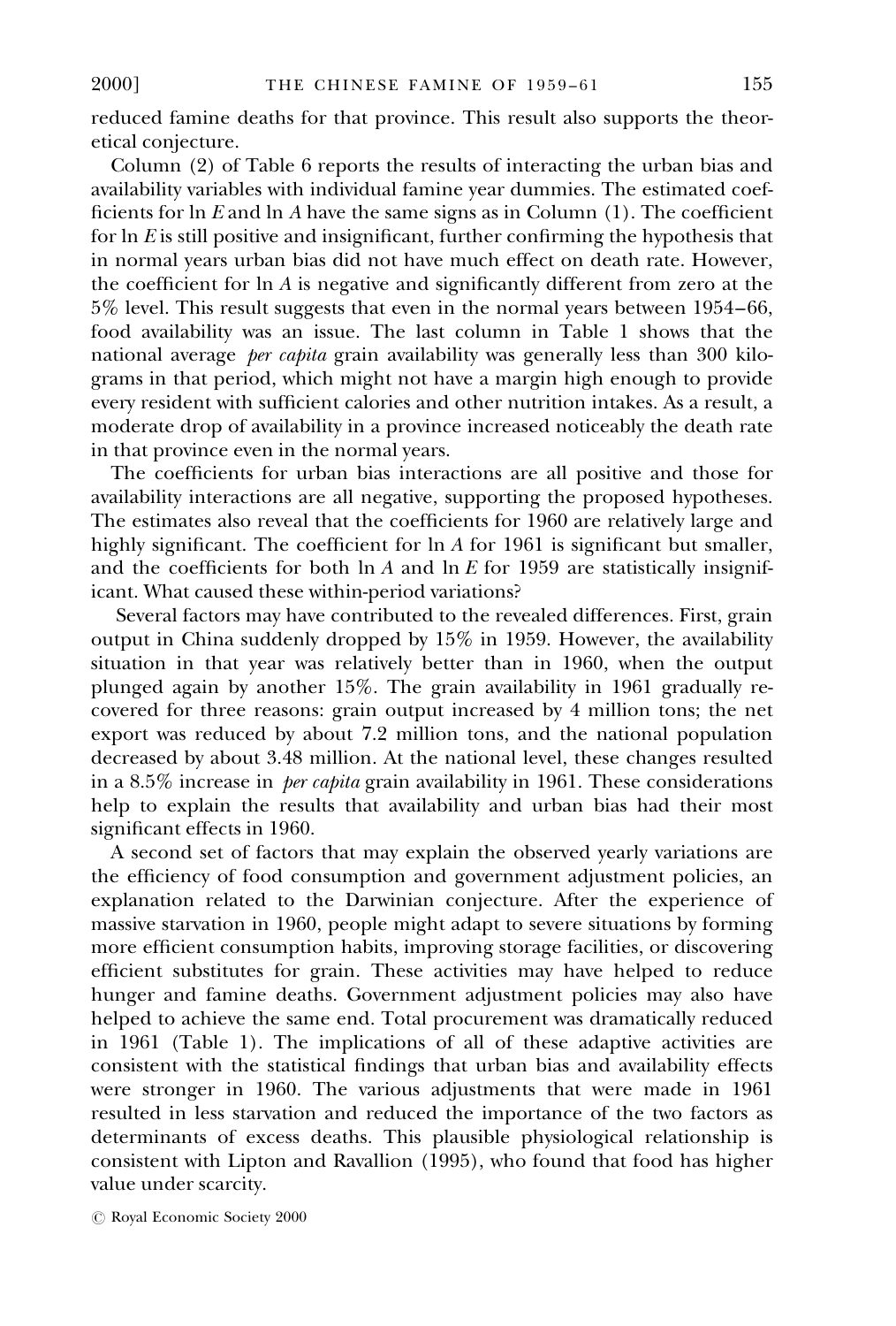reduced famine deaths for that province. This result also supports the theoretical conjecture.

Column (2) of Table 6 reports the results of interacting the urban bias and availability variables with individual famine year dummies. The estimated coefficients for $\ln E$ and $\ln A$ have the same signs as in Column (1). The coefficient for $\ln E$ is still positive and insignificant, further confirming the hypothesis that in normal years urban bias did not have much effect on death rate. However, the coefficient for $\ln A$ is negative and significantly different from zero at the 5% level. This result suggests that even in the normal years between 1954–66, food availability was an issue. The last column in Table 1 shows that the national average *per capita* grain availability was generally less than 300 kilograms in that period, which might not have a margin high enough to provide every resident with sufficient calories and other nutrition intakes. As a result, a moderate drop of availability in a province increased noticeably the death rate in that province even in the normal years.

The coefficients for urban bias interactions are all positive and those for availability interactions are all negative, supporting the proposed hypotheses. The estimates also reveal that the coefficients for 1960 are relatively large and highly significant. The coefficient for $\ln A$ for 1961 is significant but smaller, and the coefficients for both $\ln A$ and $\ln E$ for 1959 are statistically insignificant. What caused these within-period variations?

Several factors may have contributed to the revealed differences. First, grain output in China suddenly dropped by 15% in 1959. However, the availability situation in that year was relatively better than in 1960, when the output plunged again by another 15%. The grain availability in 1961 gradually recovered for three reasons: grain output increased by 4 million tons; the net export was reduced by about 7.2 million tons, and the national population decreased by about 3.48 million. At the national level, these changes resulted in a 8.5% increase in *per capita* grain availability in 1961. These considerations help to explain the results that availability and urban bias had their most significant effects in 1960.

A second set of factors that may explain the observed yearly variations are the efficiency of food consumption and government adjustment policies, an explanation related to the Darwinian conjecture. After the experience of massive starvation in 1960, people might adapt to severe situations by forming more efficient consumption habits, improving storage facilities, or discovering efficient substitutes for grain. These activities may have helped to reduce hunger and famine deaths. Government adjustment policies may also have helped to achieve the same end. Total procurement was dramatically reduced in 1961 (Table 1). The implications of all of these adaptive activities are consistent with the statistical findings that urban bias and availability effects were stronger in 1960. The various adjustments that were made in 1961 resulted in less starvation and reduced the importance of the two factors as determinants of excess deaths. This plausible physiological relationship is consistent with Lipton and Ravallion (1995), who found that food has higher value under scarcity.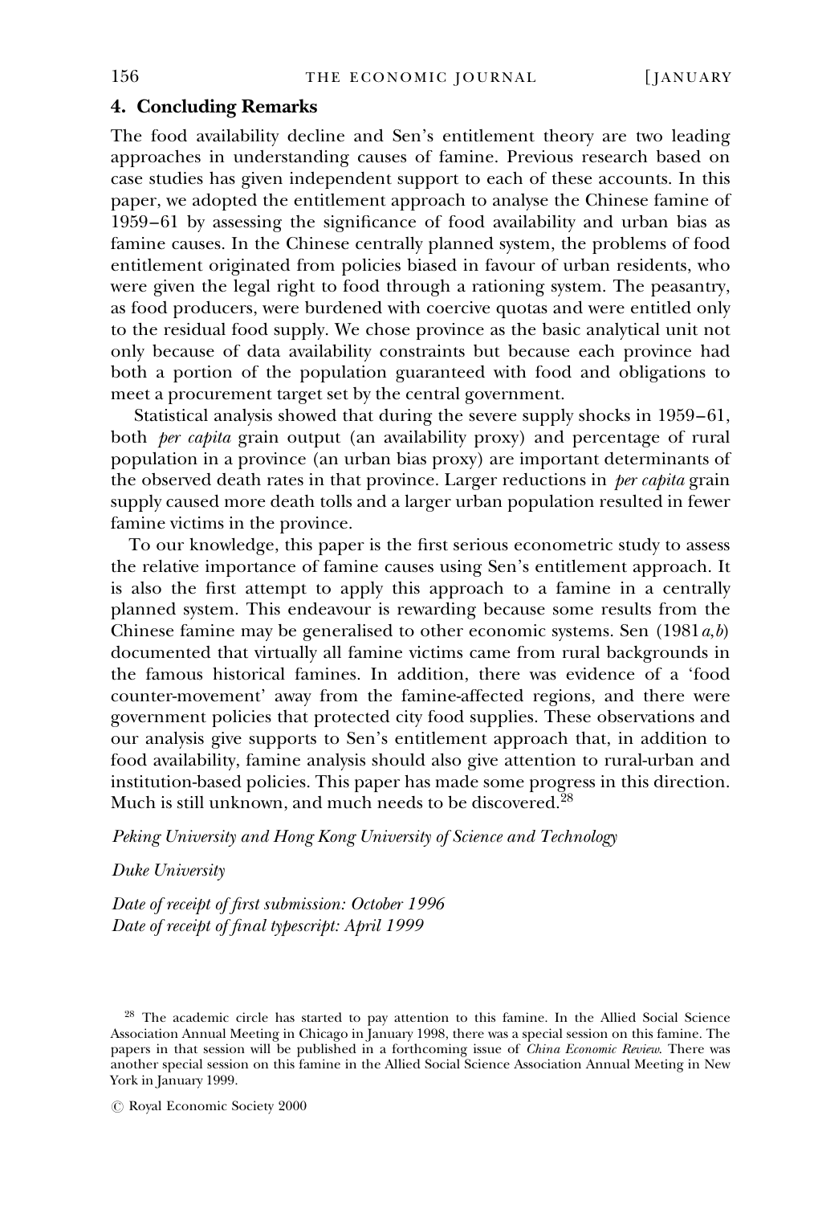## 4. Concluding Remarks

The food availability decline and Sen's entitlement theory are two leading approaches in understanding causes of famine. Previous research based on case studies has given independent support to each of these accounts. In this paper, we adopted the entitlement approach to analyse the Chinese famine of 1959–61 by assessing the significance of food availability and urban bias as famine causes. In the Chinese centrally planned system, the problems of food entitlement originated from policies biased in favour of urban residents, who were given the legal right to food through a rationing system. The peasantry, as food producers, were burdened with coercive quotas and were entitled only to the residual food supply. We chose province as the basic analytical unit not only because of data availability constraints but because each province had both a portion of the population guaranteed with food and obligations to meet a procurement target set by the central government.

Statistical analysis showed that during the severe supply shocks in 1959–61, both *per capita* grain output (an availability proxy) and percentage of rural population in a province (an urban bias proxy) are important determinants of the observed death rates in that province. Larger reductions in *per capita* grain supply caused more death tolls and a larger urban population resulted in fewer famine victims in the province.

To our knowledge, this paper is the first serious econometric study to assess the relative importance of famine causes using Sen's entitlement approach. It is also the first attempt to apply this approach to a famine in a centrally planned system. This endeavour is rewarding because some results from the Chinese famine may be generalised to other economic systems. Sen (1981*a,b*) documented that virtually all famine victims came from rural backgrounds in the famous historical famines. In addition, there was evidence of a 'food counter-movement' away from the famine-affected regions, and there were government policies that protected city food supplies. These observations and our analysis give supports to Sen's entitlement approach that, in addition to food availability, famine analysis should also give attention to rural-urban and institution-based policies. This paper has made some progress in this direction. Much is still unknown, and much needs to be discovered.[28]

*Peking University and Hong Kong University of Science and Technology*

*Duke University*

*Date of receipt of first submission: October 1996*
*Date of receipt of final typescript: April 1999*

[28] The academic circle has started to pay attention to this famine. In the Allied Social Science Association Annual Meeting in Chicago in January 1998, there was a special session on this famine. The papers in that session will be published in a forthcoming issue of *China Economic Review*. There was another special session on this famine in the Allied Social Science Association Annual Meeting in New York in January 1999.

© Royal Economic Society 2000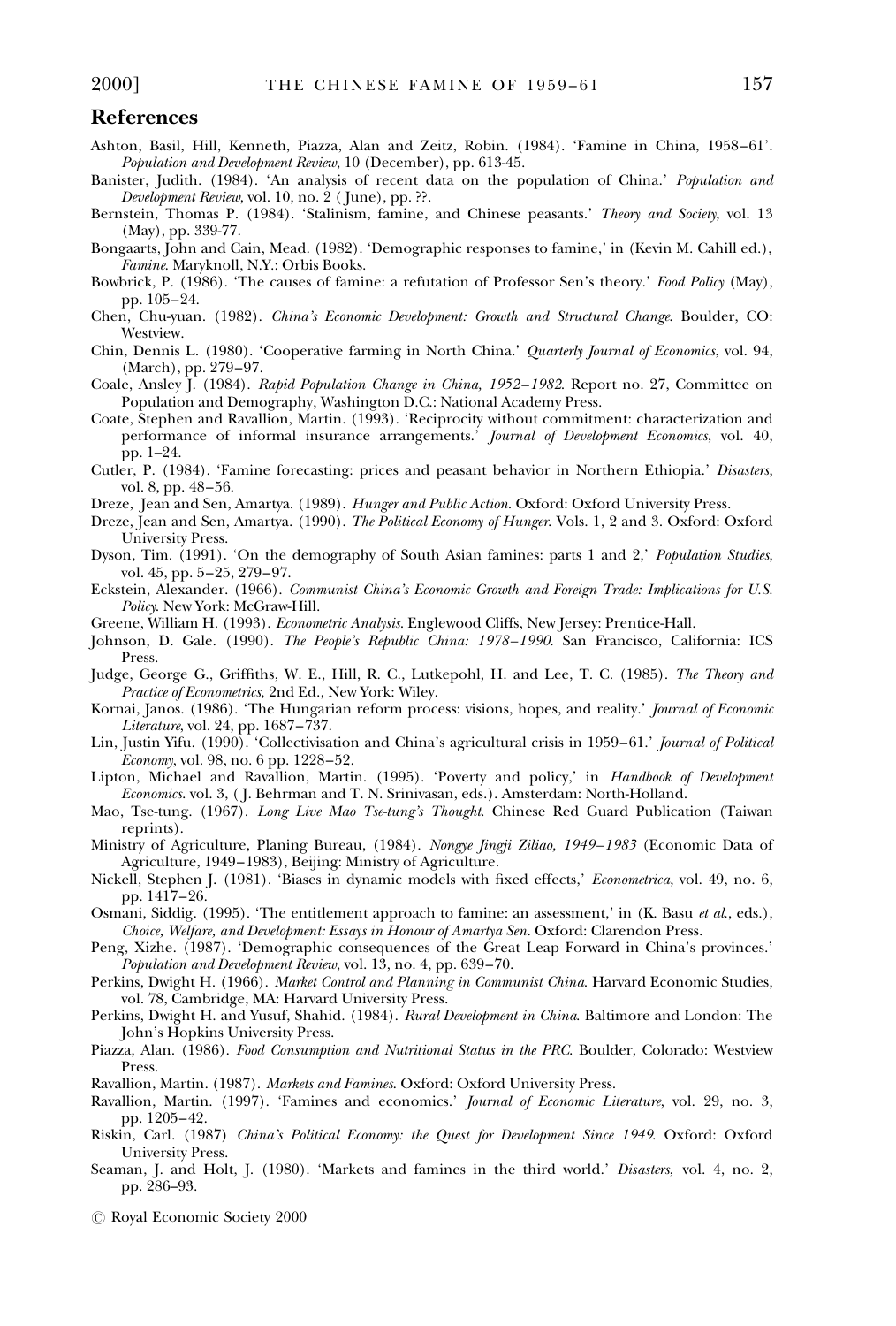## References

Ashton, Basil, Hill, Kenneth, Piazza, Alan and Zeitz, Robin. (1984). 'Famine in China, 1958–61'. *Population and Development Review*, 10 (December), pp. 613-45.

Banister, Judith. (1984). 'An analysis of recent data on the population of China.' *Population and Development Review*, vol. 10, no. 2 ( June), pp. ??.

Bernstein, Thomas P. (1984). 'Stalinism, famine, and Chinese peasants.' *Theory and Society*, vol. 13 (May), pp. 339-77.

Bongaarts, John and Cain, Mead. (1982). 'Demographic responses to famine,' in (Kevin M. Cahill ed.), *Famine*. Maryknoll, N.Y.: Orbis Books.

Bowbrick, P. (1986). 'The causes of famine: a refutation of Professor Sen's theory.' *Food Policy* (May), pp. 105–24.

Chen, Chu-yuan. (1982). *China's Economic Development: Growth and Structural Change*. Boulder, CO: Westview.

Chin, Dennis L. (1980). 'Cooperative farming in North China.' *Quarterly Journal of Economics*, vol. 94, (March), pp. 279–97.

Coale, Ansley J. (1984). *Rapid Population Change in China, 1952–1982*. Report no. 27, Committee on Population and Demography, Washington D.C.: National Academy Press.

Coate, Stephen and Ravallion, Martin. (1993). 'Reciprocity without commitment: characterization and performance of informal insurance arrangements.' *Journal of Development Economics*, vol. 40, pp. 1–24.

Cutler, P. (1984). 'Famine forecasting: prices and peasant behavior in Northern Ethiopia.' *Disasters*, vol. 8, pp. 48–56.

Dreze, Jean and Sen, Amartya. (1989). *Hunger and Public Action*. Oxford: Oxford University Press.

Dreze, Jean and Sen, Amartya. (1990). *The Political Economy of Hunger*. Vols. 1, 2 and 3. Oxford: Oxford University Press.

Dyson, Tim. (1991). 'On the demography of South Asian famines: parts 1 and 2,' *Population Studies*, vol. 45, pp. 5–25, 279–97.

Eckstein, Alexander. (1966). *Communist China's Economic Growth and Foreign Trade: Implications for U.S. Policy*. New York: McGraw-Hill.

Greene, William H. (1993). *Econometric Analysis*. Englewood Cliffs, New Jersey: Prentice-Hall.

Johnson, D. Gale. (1990). *The People's Republic China: 1978–1990*. San Francisco, California: ICS Press.

Judge, George G., Griffiths, W. E., Hill, R. C., Lutkepohl, H. and Lee, T. C. (1985). *The Theory and Practice of Econometrics*, 2nd Ed., New York: Wiley.

Kornai, Janos. (1986). 'The Hungarian reform process: visions, hopes, and reality.' *Journal of Economic Literature*, vol. 24, pp. 1687–737.

Lin, Justin Yifu. (1990). 'Collectivisation and China's agricultural crisis in 1959–61.' *Journal of Political Economy*, vol. 98, no. 6 pp. 1228–52.

Lipton, Michael and Ravallion, Martin. (1995). 'Poverty and policy,' in *Handbook of Development Economics*. vol. 3, ( J. Behrman and T. N. Srinivasan, eds.). Amsterdam: North-Holland.

Mao, Tse-tung. (1967). *Long Live Mao Tse-tung's Thought*. Chinese Red Guard Publication (Taiwan reprints).

Ministry of Agriculture, Planing Bureau, (1984). *Nongye Jingji Ziliao, 1949–1983* (Economic Data of Agriculture, 1949–1983), Beijing: Ministry of Agriculture.

Nickell, Stephen J. (1981). 'Biases in dynamic models with fixed effects,' *Econometrica*, vol. 49, no. 6, pp. 1417–26.

Osmani, Siddig. (1995). 'The entitlement approach to famine: an assessment,' in (K. Basu *et al.*, eds.), *Choice, Welfare, and Development: Essays in Honour of Amartya Sen*. Oxford: Clarendon Press.

Peng, Xizhe. (1987). 'Demographic consequences of the Great Leap Forward in China's provinces.' *Population and Development Review*, vol. 13, no. 4, pp. 639–70.

Perkins, Dwight H. (1966). *Market Control and Planning in Communist China*. Harvard Economic Studies, vol. 78, Cambridge, MA: Harvard University Press.

Perkins, Dwight H. and Yusuf, Shahid. (1984). *Rural Development in China*. Baltimore and London: The John's Hopkins University Press.

Piazza, Alan. (1986). *Food Consumption and Nutritional Status in the PRC*. Boulder, Colorado: Westview Press.

Ravallion, Martin. (1987). *Markets and Famines*. Oxford: Oxford University Press.

Ravallion, Martin. (1997). 'Famines and economics.' *Journal of Economic Literature*, vol. 29, no. 3, pp. 1205–42.

Riskin, Carl. (1987) *China's Political Economy: the Quest for Development Since 1949*. Oxford: Oxford University Press.

Seaman, J. and Holt, J. (1980). 'Markets and famines in the third world.' *Disasters*, vol. 4, no. 2, pp. 286–93.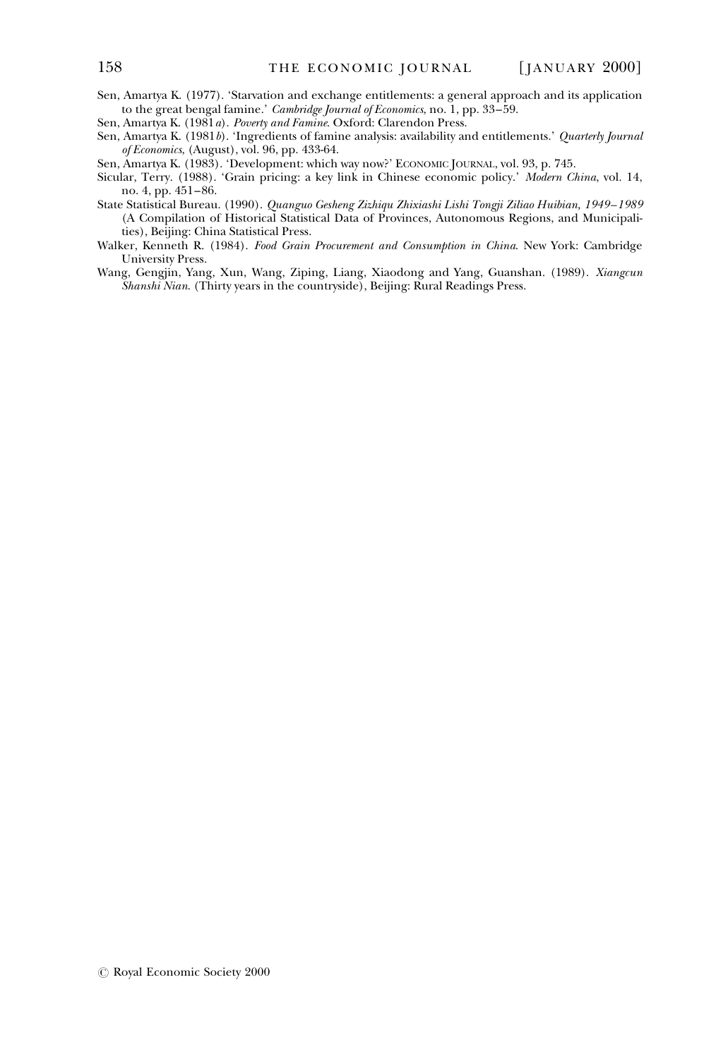Sen, Amartya K. (1977). 'Starvation and exchange entitlements: a general approach and its application to the great bengal famine.' *Cambridge Journal of Economics*, no. 1, pp. 33–59.

Sen, Amartya K. (1981*a*). *Poverty and Famine*. Oxford: Clarendon Press.

Sen, Amartya K. (1981*b*). 'Ingredients of famine analysis: availability and entitlements.' *Quarterly Journal of Economics*, (August), vol. 96, pp. 433-64.

Sen, Amartya K. (1983). 'Development: which way now?' ECONOMIC JOURNAL, vol. 93, p. 745.

Sicular, Terry. (1988). 'Grain pricing: a key link in Chinese economic policy.' *Modern China*, vol. 14, no. 4, pp. 451–86.

State Statistical Bureau. (1990). *Quanguo Gesheng Zizhiqu Zhixiashi Lishi Tongji Ziliao Huibian, 1949–1989* (A Compilation of Historical Statistical Data of Provinces, Autonomous Regions, and Municipalities), Beijing: China Statistical Press.

Walker, Kenneth R. (1984). *Food Grain Procurement and Consumption in China*. New York: Cambridge University Press.

Wang, Gengjin, Yang, Xun, Wang, Ziping, Liang, Xiaodong and Yang, Guanshan. (1989). *Xiangcun Shanshi Nian*. (Thirty years in the countryside), Beijing: Rural Readings Press.

© Royal Economic Society 2000